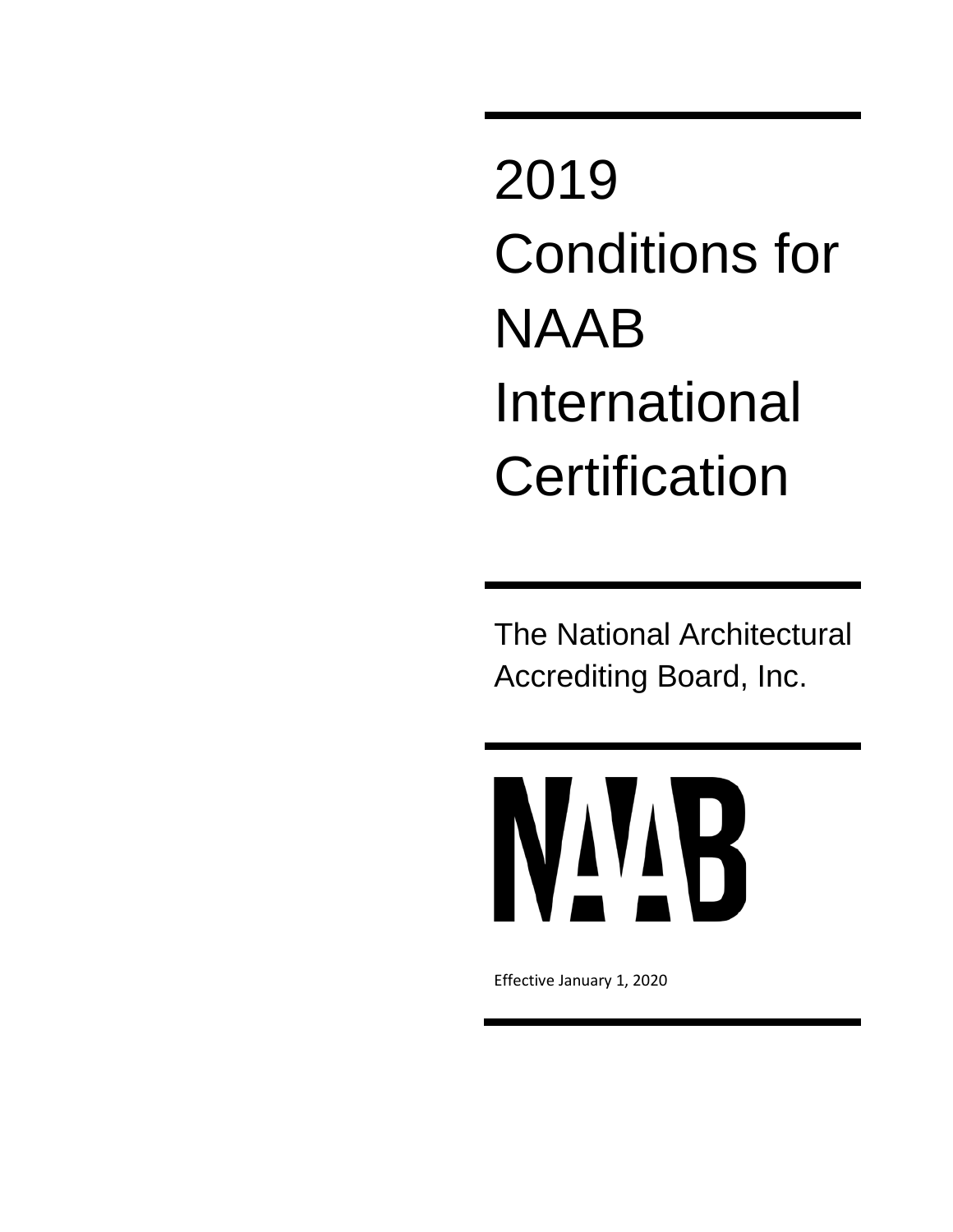# 2019 Conditions for NAAB International Certification

The National Architectural Accrediting Board, Inc.

NAAB

Effective January 1, 2020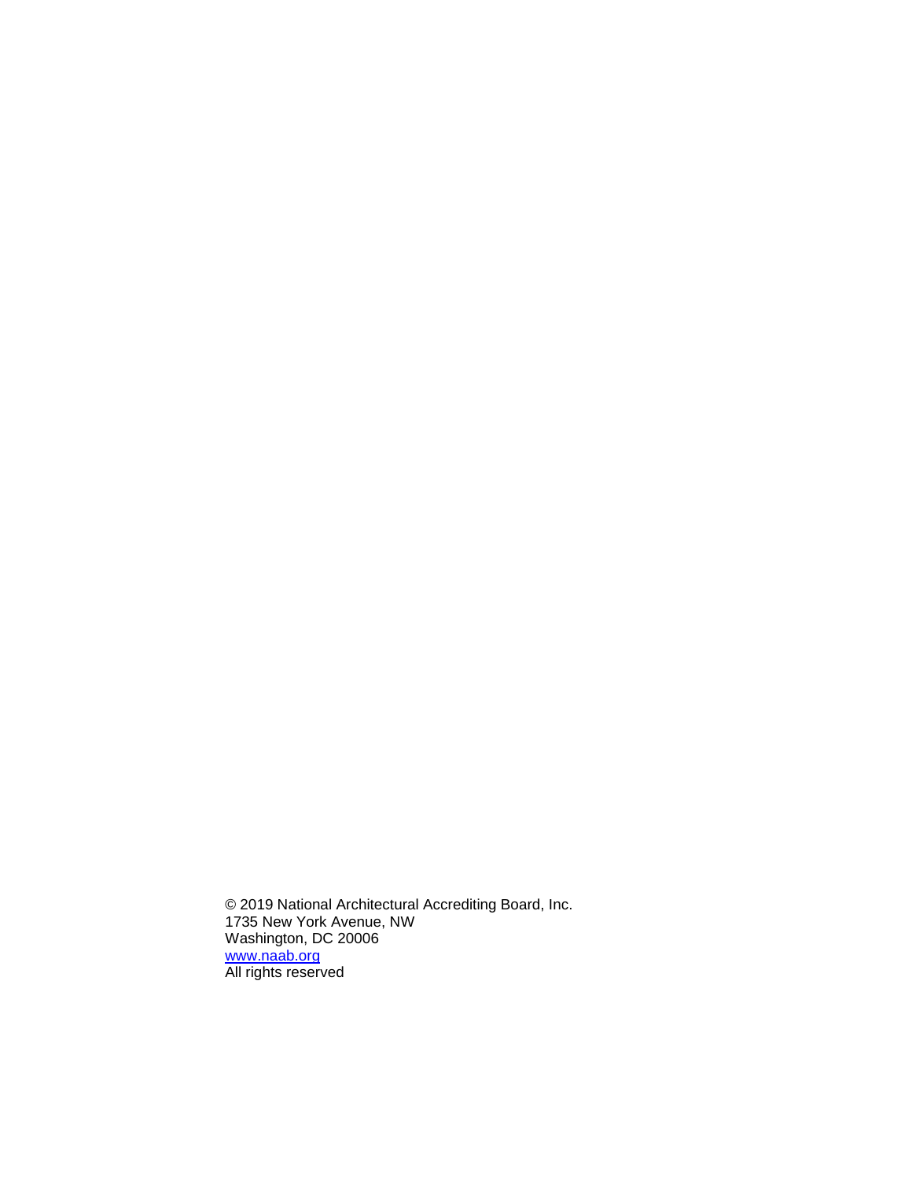© 2019 National Architectural Accrediting Board, Inc.
1735 New York Avenue, NW
Washington, DC 20006
[www.naab.org](http://www.naab.org)
All rights reserved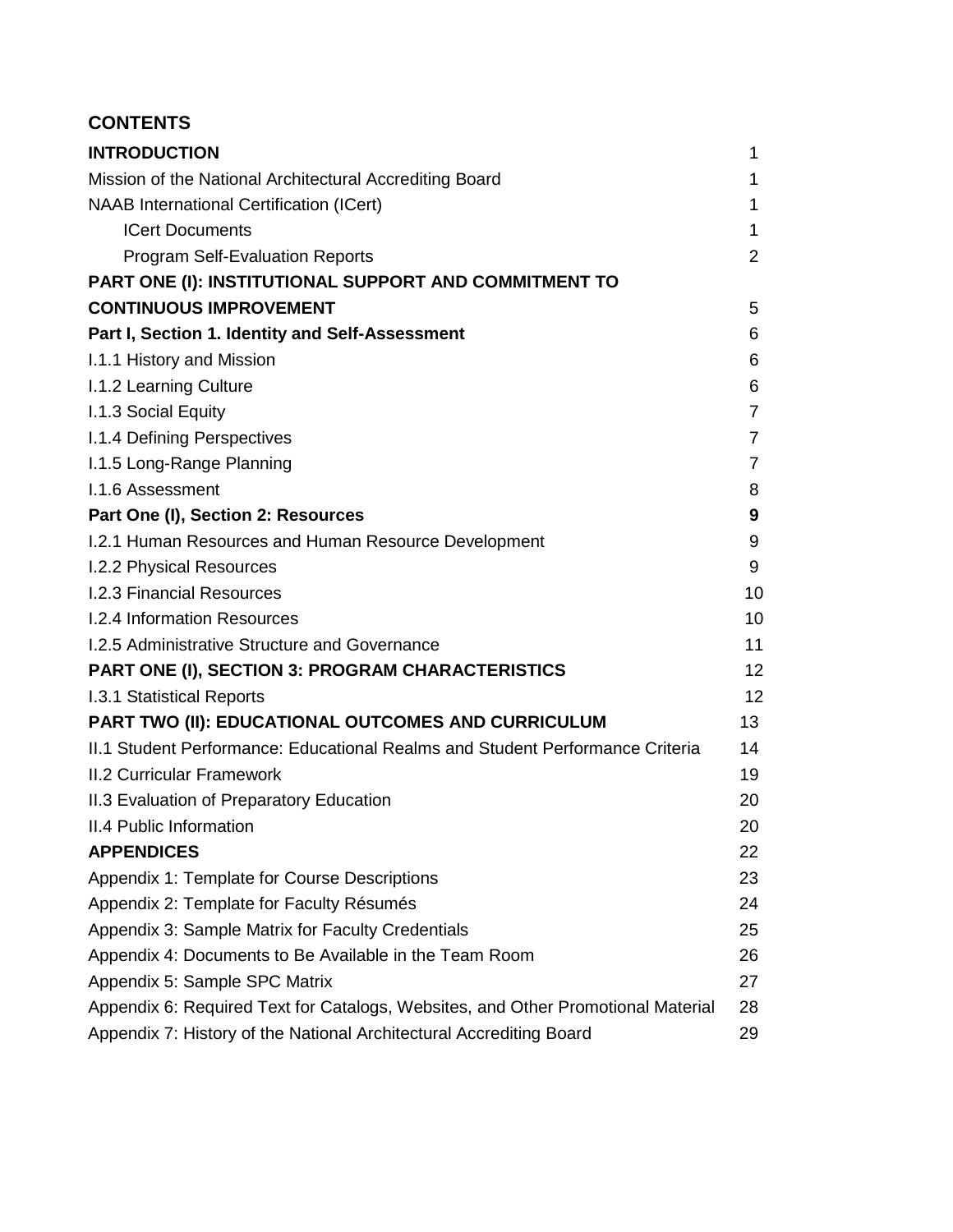## CONTENTS

| | |
|---|---|
| **INTRODUCTION** | 1 |
| Mission of the National Architectural Accrediting Board | 1 |
| NAAB International Certification (ICert) | 1 |
| ICert Documents | 1 |
| Program Self-Evaluation Reports | 2 |
| **PART ONE (I): INSTITUTIONAL SUPPORT AND COMMITMENT TO CONTINUOUS IMPROVEMENT** | 5 |
| **Part I, Section 1. Identity and Self-Assessment** | 6 |
| I.1.1 History and Mission | 6 |
| I.1.2 Learning Culture | 6 |
| I.1.3 Social Equity | 7 |
| I.1.4 Defining Perspectives | 7 |
| I.1.5 Long-Range Planning | 7 |
| I.1.6 Assessment | 8 |
| **Part One (I), Section 2: Resources** | **9** |
| I.2.1 Human Resources and Human Resource Development | 9 |
| I.2.2 Physical Resources | 9 |
| I.2.3 Financial Resources | 10 |
| I.2.4 Information Resources | 10 |
| I.2.5 Administrative Structure and Governance | 11 |
| **PART ONE (I), SECTION 3: PROGRAM CHARACTERISTICS** | 12 |
| I.3.1 Statistical Reports | 12 |
| **PART TWO (II): EDUCATIONAL OUTCOMES AND CURRICULUM** | 13 |
| II.1 Student Performance: Educational Realms and Student Performance Criteria | 14 |
| II.2 Curricular Framework | 19 |
| II.3 Evaluation of Preparatory Education | 20 |
| II.4 Public Information | 20 |
| **APPENDICES** | 22 |
| Appendix 1: Template for Course Descriptions | 23 |
| Appendix 2: Template for Faculty Résumés | 24 |
| Appendix 3: Sample Matrix for Faculty Credentials | 25 |
| Appendix 4: Documents to Be Available in the Team Room | 26 |
| Appendix 5: Sample SPC Matrix | 27 |
| Appendix 6: Required Text for Catalogs, Websites, and Other Promotional Material | 28 |
| Appendix 7: History of the National Architectural Accrediting Board | 29 |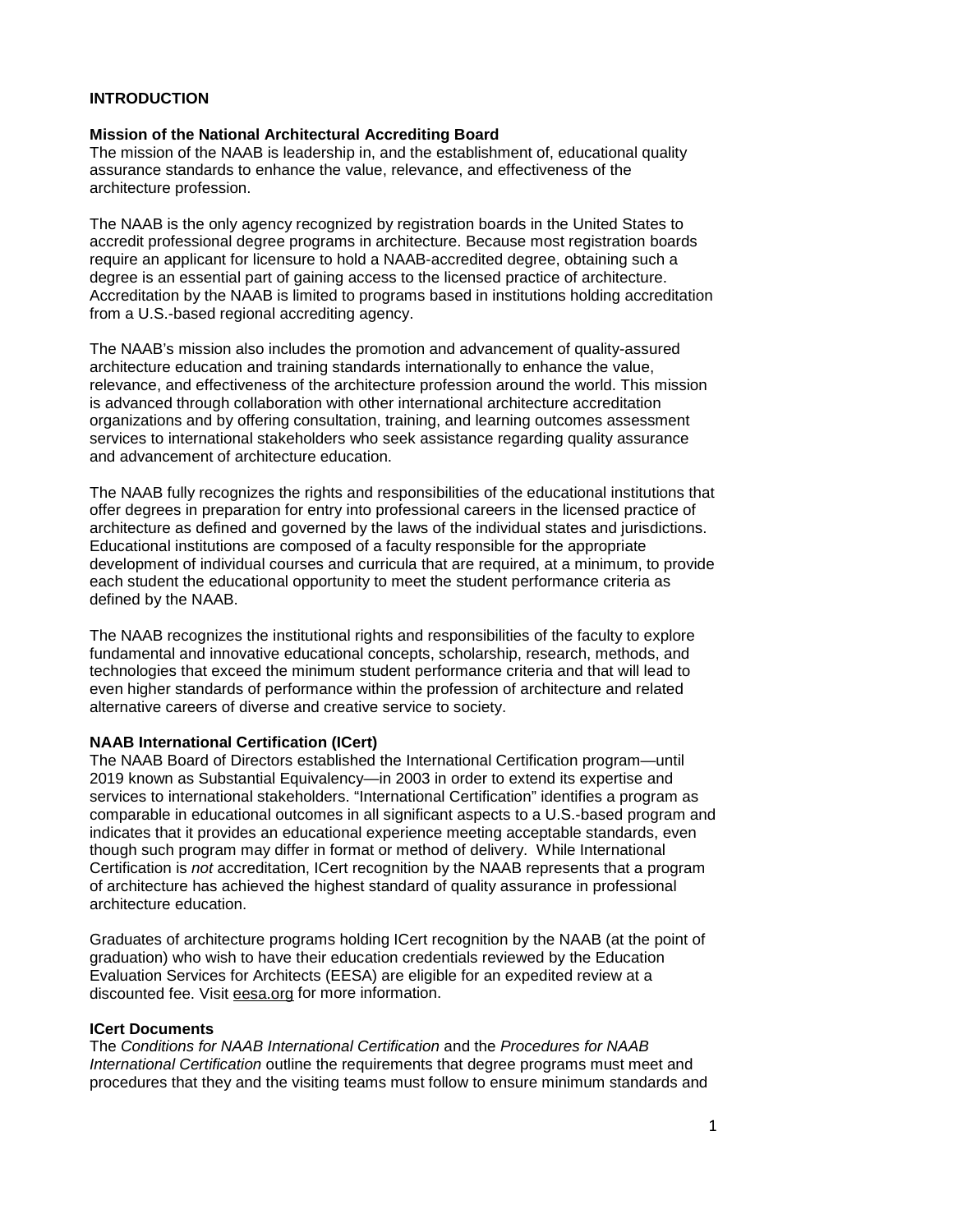## INTRODUCTION

### Mission of the National Architectural Accrediting Board

The mission of the NAAB is leadership in, and the establishment of, educational quality assurance standards to enhance the value, relevance, and effectiveness of the architecture profession.

The NAAB is the only agency recognized by registration boards in the United States to accredit professional degree programs in architecture. Because most registration boards require an applicant for licensure to hold a NAAB-accredited degree, obtaining such a degree is an essential part of gaining access to the licensed practice of architecture. Accreditation by the NAAB is limited to programs based in institutions holding accreditation from a U.S.-based regional accrediting agency.

The NAAB's mission also includes the promotion and advancement of quality-assured architecture education and training standards internationally to enhance the value, relevance, and effectiveness of the architecture profession around the world. This mission is advanced through collaboration with other international architecture accreditation organizations and by offering consultation, training, and learning outcomes assessment services to international stakeholders who seek assistance regarding quality assurance and advancement of architecture education.

The NAAB fully recognizes the rights and responsibilities of the educational institutions that offer degrees in preparation for entry into professional careers in the licensed practice of architecture as defined and governed by the laws of the individual states and jurisdictions. Educational institutions are composed of a faculty responsible for the appropriate development of individual courses and curricula that are required, at a minimum, to provide each student the educational opportunity to meet the student performance criteria as defined by the NAAB.

The NAAB recognizes the institutional rights and responsibilities of the faculty to explore fundamental and innovative educational concepts, scholarship, research, methods, and technologies that exceed the minimum student performance criteria and that will lead to even higher standards of performance within the profession of architecture and related alternative careers of diverse and creative service to society.

### NAAB International Certification (ICert)

The NAAB Board of Directors established the International Certification program—until 2019 known as Substantial Equivalency—in 2003 in order to extend its expertise and services to international stakeholders. "International Certification" identifies a program as comparable in educational outcomes in all significant aspects to a U.S.-based program and indicates that it provides an educational experience meeting acceptable standards, even though such program may differ in format or method of delivery. While International Certification is *not* accreditation, ICert recognition by the NAAB represents that a program of architecture has achieved the highest standard of quality assurance in professional architecture education.

Graduates of architecture programs holding ICert recognition by the NAAB (at the point of graduation) who wish to have their education credentials reviewed by the Education Evaluation Services for Architects (EESA) are eligible for an expedited review at a discounted fee. Visit eesa.org for more information.

### ICert Documents

The *Conditions for NAAB International Certification* and the *Procedures for NAAB International Certification* outline the requirements that degree programs must meet and procedures that they and the visiting teams must follow to ensure minimum standards and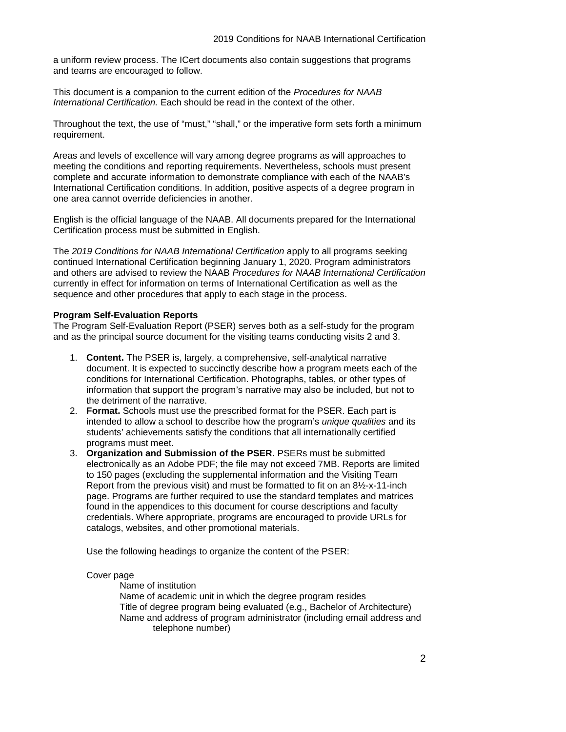a uniform review process. The ICert documents also contain suggestions that programs and teams are encouraged to follow.

This document is a companion to the current edition of the *Procedures for NAAB International Certification.* Each should be read in the context of the other.

Throughout the text, the use of "must," "shall," or the imperative form sets forth a minimum requirement.

Areas and levels of excellence will vary among degree programs as will approaches to meeting the conditions and reporting requirements. Nevertheless, schools must present complete and accurate information to demonstrate compliance with each of the NAAB's International Certification conditions. In addition, positive aspects of a degree program in one area cannot override deficiencies in another.

English is the official language of the NAAB. All documents prepared for the International Certification process must be submitted in English.

The *2019 Conditions for NAAB International Certification* apply to all programs seeking continued International Certification beginning January 1, 2020. Program administrators and others are advised to review the NAAB *Procedures for NAAB International Certification* currently in effect for information on terms of International Certification as well as the sequence and other procedures that apply to each stage in the process.

**Program Self-Evaluation Reports**

The Program Self-Evaluation Report (PSER) serves both as a self-study for the program and as the principal source document for the visiting teams conducting visits 2 and 3.

1. **Content.** The PSER is, largely, a comprehensive, self-analytical narrative document. It is expected to succinctly describe how a program meets each of the conditions for International Certification. Photographs, tables, or other types of information that support the program's narrative may also be included, but not to the detriment of the narrative.
2. **Format.** Schools must use the prescribed format for the PSER. Each part is intended to allow a school to describe how the program's *unique qualities* and its students' achievements satisfy the conditions that all internationally certified programs must meet.
3. **Organization and Submission of the PSER.** PSERs must be submitted electronically as an Adobe PDF; the file may not exceed 7MB. Reports are limited to 150 pages (excluding the supplemental information and the Visiting Team Report from the previous visit) and must be formatted to fit on an 8½-x-11-inch page. Programs are further required to use the standard templates and matrices found in the appendices to this document for course descriptions and faculty credentials. Where appropriate, programs are encouraged to provide URLs for catalogs, websites, and other promotional materials.

   Use the following headings to organize the content of the PSER:

   Cover page
   - Name of institution
   - Name of academic unit in which the degree program resides
   - Title of degree program being evaluated (e.g., Bachelor of Architecture)
   - Name and address of program administrator (including email address and telephone number)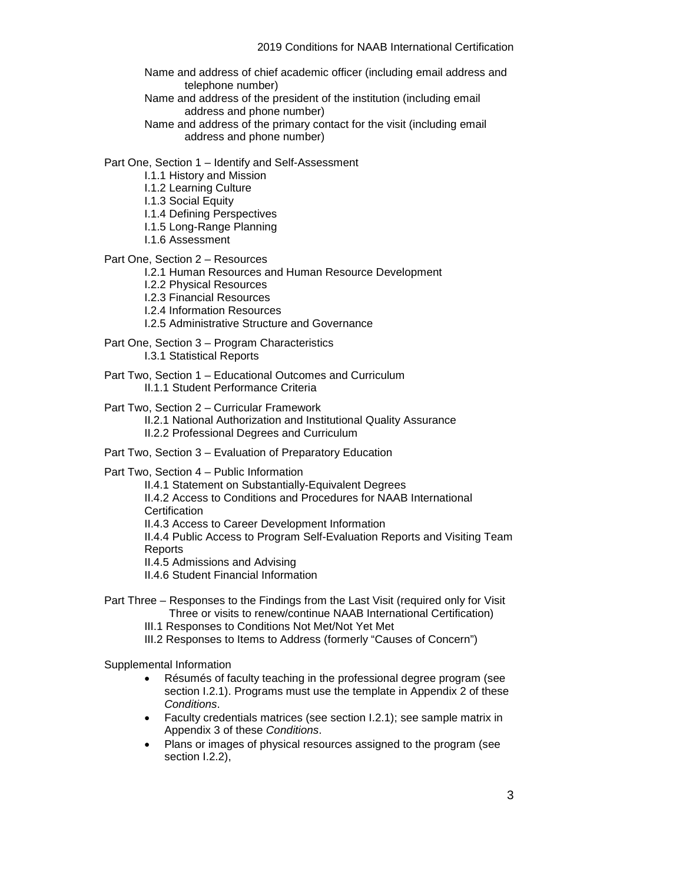Name and address of chief academic officer (including email address and telephone number)

Name and address of the president of the institution (including email address and phone number)

Name and address of the primary contact for the visit (including email address and phone number)

Part One, Section 1 – Identify and Self-Assessment

- I.1.1 History and Mission
- I.1.2 Learning Culture
- I.1.3 Social Equity
- I.1.4 Defining Perspectives
- I.1.5 Long-Range Planning
- I.1.6 Assessment

Part One, Section 2 – Resources

- I.2.1 Human Resources and Human Resource Development
- I.2.2 Physical Resources
- I.2.3 Financial Resources
- I.2.4 Information Resources
- I.2.5 Administrative Structure and Governance

Part One, Section 3 – Program Characteristics

- I.3.1 Statistical Reports

Part Two, Section 1 – Educational Outcomes and Curriculum

- II.1.1 Student Performance Criteria

Part Two, Section 2 – Curricular Framework

- II.2.1 National Authorization and Institutional Quality Assurance
- II.2.2 Professional Degrees and Curriculum

Part Two, Section 3 – Evaluation of Preparatory Education

Part Two, Section 4 – Public Information

- II.4.1 Statement on Substantially-Equivalent Degrees
- II.4.2 Access to Conditions and Procedures for NAAB International Certification
- II.4.3 Access to Career Development Information
- II.4.4 Public Access to Program Self-Evaluation Reports and Visiting Team Reports
- II.4.5 Admissions and Advising
- II.4.6 Student Financial Information

Part Three – Responses to the Findings from the Last Visit (required only for Visit Three or visits to renew/continue NAAB International Certification)

- III.1 Responses to Conditions Not Met/Not Yet Met
- III.2 Responses to Items to Address (formerly "Causes of Concern")

Supplemental Information

- Résumés of faculty teaching in the professional degree program (see section I.2.1). Programs must use the template in Appendix 2 of these *Conditions*.
- Faculty credentials matrices (see section I.2.1); see sample matrix in Appendix 3 of these *Conditions*.
- Plans or images of physical resources assigned to the program (see section I.2.2),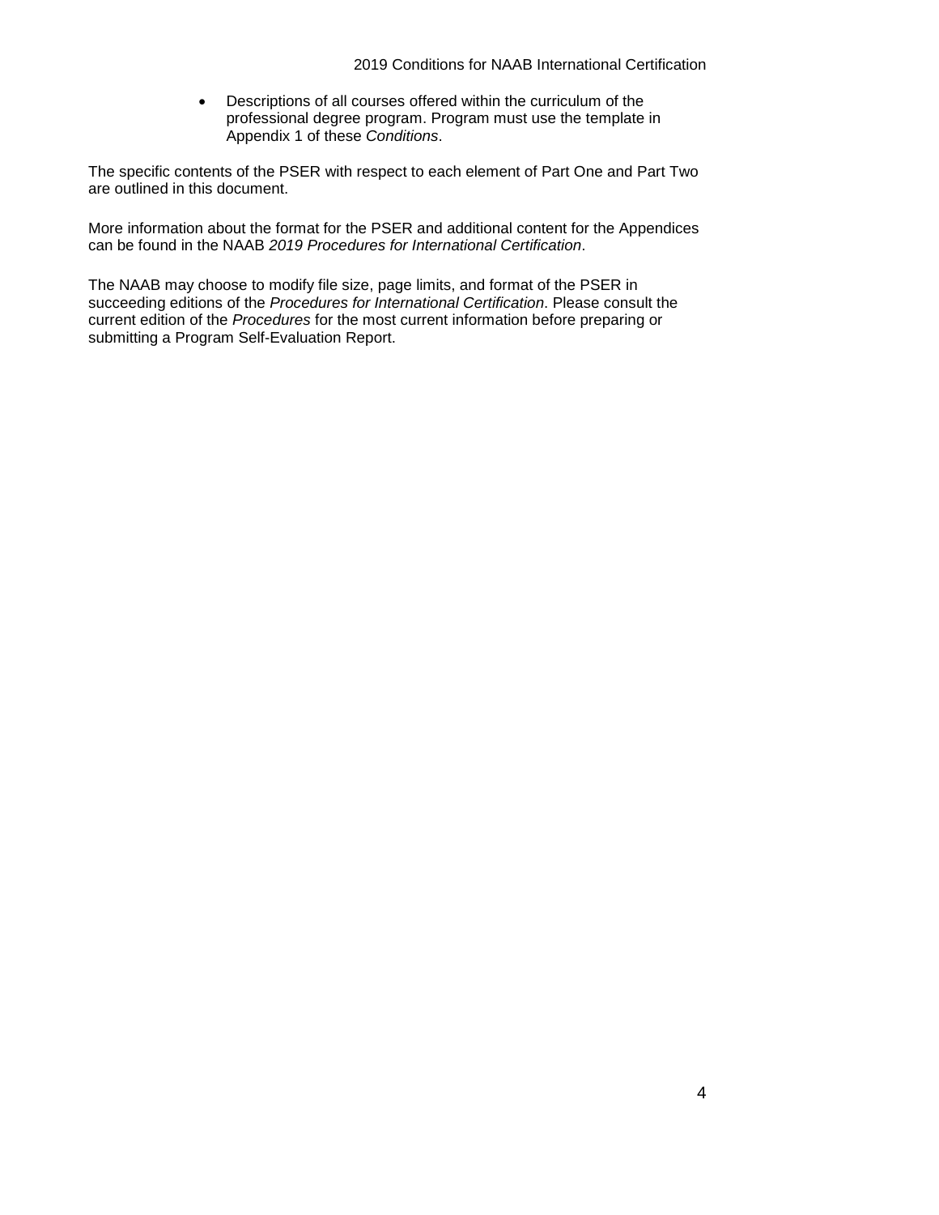- Descriptions of all courses offered within the curriculum of the professional degree program. Program must use the template in Appendix 1 of these *Conditions*.

The specific contents of the PSER with respect to each element of Part One and Part Two are outlined in this document.

More information about the format for the PSER and additional content for the Appendices can be found in the NAAB *2019 Procedures for International Certification*.

The NAAB may choose to modify file size, page limits, and format of the PSER in succeeding editions of the *Procedures for International Certification*. Please consult the current edition of the *Procedures* for the most current information before preparing or submitting a Program Self-Evaluation Report.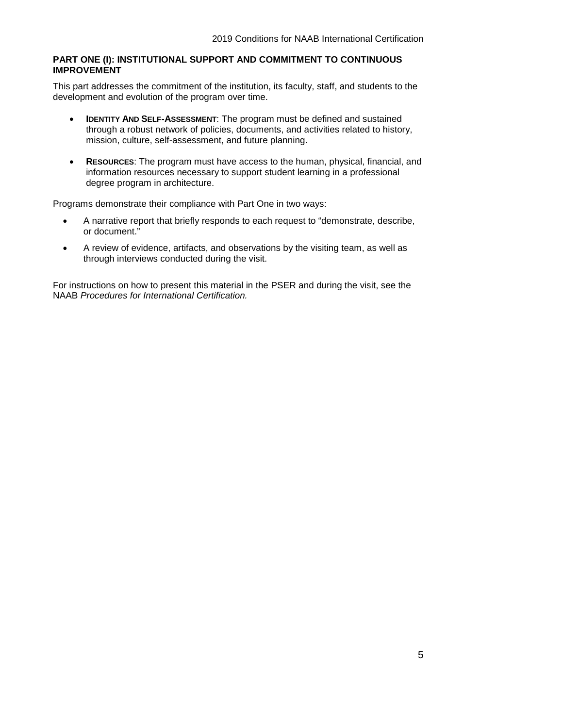## PART ONE (I): INSTITUTIONAL SUPPORT AND COMMITMENT TO CONTINUOUS IMPROVEMENT

This part addresses the commitment of the institution, its faculty, staff, and students to the development and evolution of the program over time.

- **IDENTITY AND SELF-ASSESSMENT**: The program must be defined and sustained through a robust network of policies, documents, and activities related to history, mission, culture, self-assessment, and future planning.

- **RESOURCES**: The program must have access to the human, physical, financial, and information resources necessary to support student learning in a professional degree program in architecture.

Programs demonstrate their compliance with Part One in two ways:

- A narrative report that briefly responds to each request to "demonstrate, describe, or document."
- A review of evidence, artifacts, and observations by the visiting team, as well as through interviews conducted during the visit.

For instructions on how to present this material in the PSER and during the visit, see the NAAB *Procedures for International Certification.*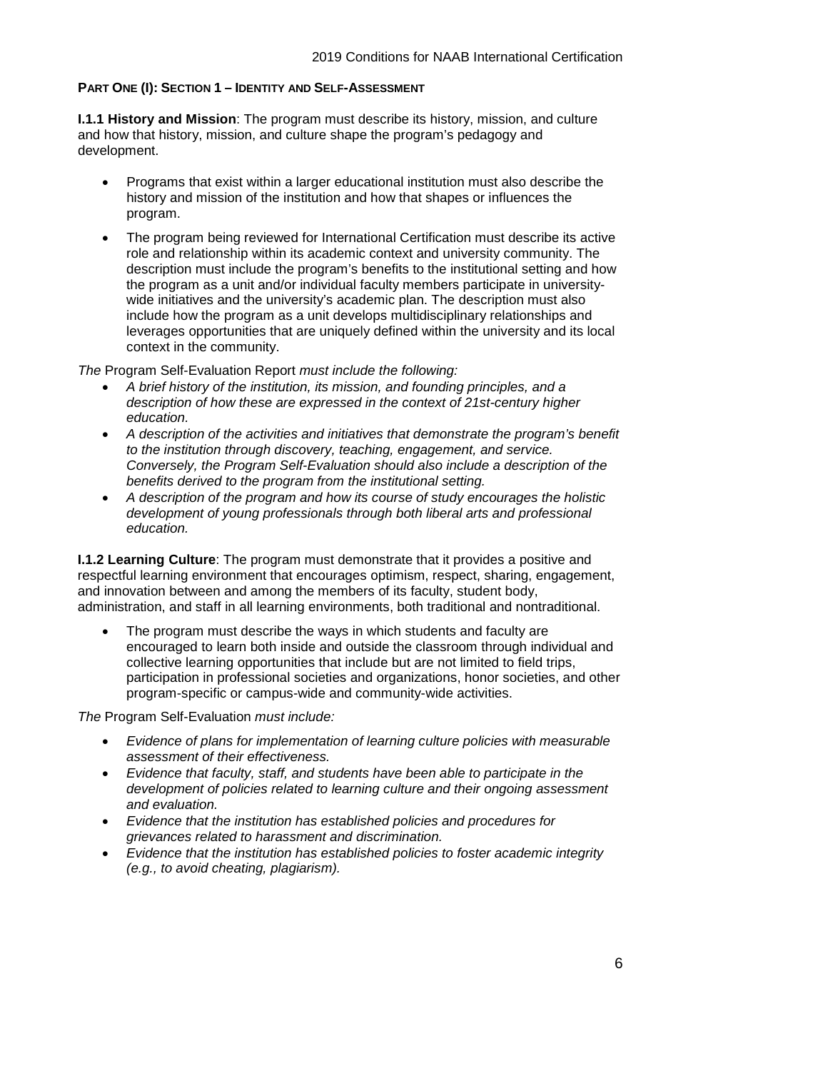## PART ONE (I): SECTION 1 – IDENTITY AND SELF-ASSESSMENT

**I.1.1 History and Mission**: The program must describe its history, mission, and culture and how that history, mission, and culture shape the program's pedagogy and development.

- Programs that exist within a larger educational institution must also describe the history and mission of the institution and how that shapes or influences the program.
- The program being reviewed for International Certification must describe its active role and relationship within its academic context and university community. The description must include the program's benefits to the institutional setting and how the program as a unit and/or individual faculty members participate in university-wide initiatives and the university's academic plan. The description must also include how the program as a unit develops multidisciplinary relationships and leverages opportunities that are uniquely defined within the university and its local context in the community.

*The* Program Self-Evaluation Report *must include the following:*

- *A brief history of the institution, its mission, and founding principles, and a description of how these are expressed in the context of 21st-century higher education.*
- *A description of the activities and initiatives that demonstrate the program's benefit to the institution through discovery, teaching, engagement, and service. Conversely, the Program Self-Evaluation should also include a description of the benefits derived to the program from the institutional setting.*
- *A description of the program and how its course of study encourages the holistic development of young professionals through both liberal arts and professional education.*

**I.1.2 Learning Culture**: The program must demonstrate that it provides a positive and respectful learning environment that encourages optimism, respect, sharing, engagement, and innovation between and among the members of its faculty, student body, administration, and staff in all learning environments, both traditional and nontraditional.

- The program must describe the ways in which students and faculty are encouraged to learn both inside and outside the classroom through individual and collective learning opportunities that include but are not limited to field trips, participation in professional societies and organizations, honor societies, and other program-specific or campus-wide and community-wide activities.

*The* Program Self-Evaluation *must include:*

- *Evidence of plans for implementation of learning culture policies with measurable assessment of their effectiveness.*
- *Evidence that faculty, staff, and students have been able to participate in the development of policies related to learning culture and their ongoing assessment and evaluation.*
- *Evidence that the institution has established policies and procedures for grievances related to harassment and discrimination.*
- *Evidence that the institution has established policies to foster academic integrity (e.g., to avoid cheating, plagiarism).*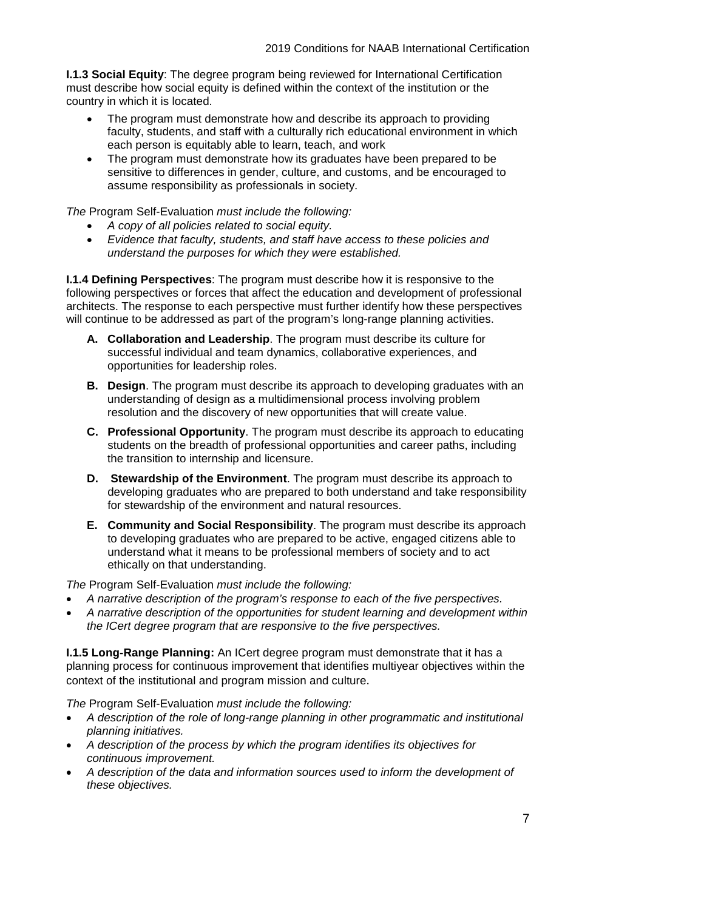**I.1.3 Social Equity**: The degree program being reviewed for International Certification must describe how social equity is defined within the context of the institution or the country in which it is located.

- The program must demonstrate how and describe its approach to providing faculty, students, and staff with a culturally rich educational environment in which each person is equitably able to learn, teach, and work
- The program must demonstrate how its graduates have been prepared to be sensitive to differences in gender, culture, and customs, and be encouraged to assume responsibility as professionals in society.

*The* Program Self-Evaluation *must include the following:*

- *A copy of all policies related to social equity.*
- *Evidence that faculty, students, and staff have access to these policies and understand the purposes for which they were established.*

**I.1.4 Defining Perspectives**: The program must describe how it is responsive to the following perspectives or forces that affect the education and development of professional architects. The response to each perspective must further identify how these perspectives will continue to be addressed as part of the program's long-range planning activities.

**A. Collaboration and Leadership**. The program must describe its culture for successful individual and team dynamics, collaborative experiences, and opportunities for leadership roles.

**B. Design**. The program must describe its approach to developing graduates with an understanding of design as a multidimensional process involving problem resolution and the discovery of new opportunities that will create value.

**C. Professional Opportunity**. The program must describe its approach to educating students on the breadth of professional opportunities and career paths, including the transition to internship and licensure.

**D. Stewardship of the Environment**. The program must describe its approach to developing graduates who are prepared to both understand and take responsibility for stewardship of the environment and natural resources.

**E. Community and Social Responsibility**. The program must describe its approach to developing graduates who are prepared to be active, engaged citizens able to understand what it means to be professional members of society and to act ethically on that understanding.

*The* Program Self-Evaluation *must include the following:*

- *A narrative description of the program's response to each of the five perspectives.*
- *A narrative description of the opportunities for student learning and development within the ICert degree program that are responsive to the five perspectives.*

**I.1.5 Long-Range Planning:** An ICert degree program must demonstrate that it has a planning process for continuous improvement that identifies multiyear objectives within the context of the institutional and program mission and culture.

*The* Program Self-Evaluation *must include the following:*

- *A description of the role of long-range planning in other programmatic and institutional planning initiatives.*
- *A description of the process by which the program identifies its objectives for continuous improvement.*
- *A description of the data and information sources used to inform the development of these objectives.*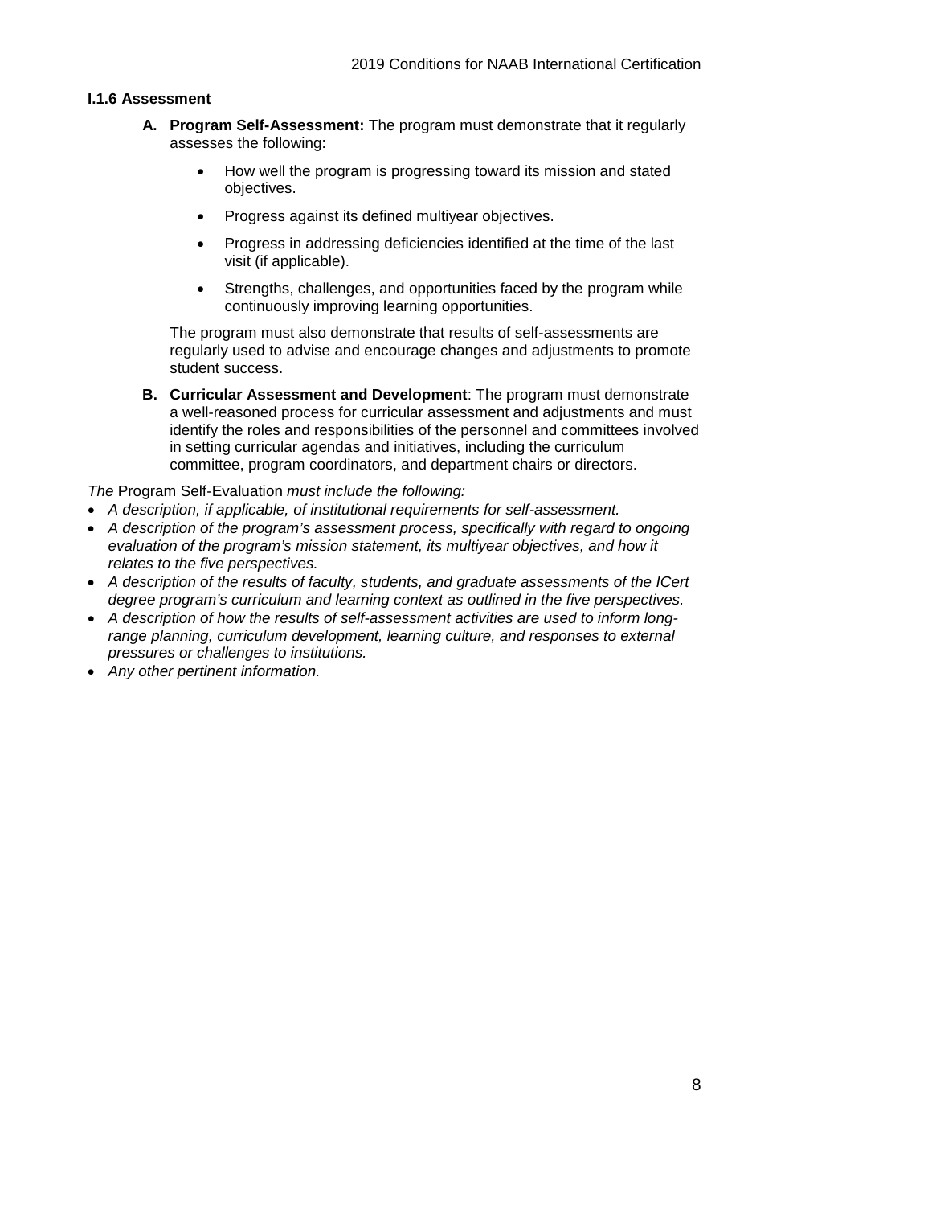### I.1.6 Assessment

**A. Program Self-Assessment:** The program must demonstrate that it regularly assesses the following:

- How well the program is progressing toward its mission and stated objectives.
- Progress against its defined multiyear objectives.
- Progress in addressing deficiencies identified at the time of the last visit (if applicable).
- Strengths, challenges, and opportunities faced by the program while continuously improving learning opportunities.

The program must also demonstrate that results of self-assessments are regularly used to advise and encourage changes and adjustments to promote student success.

**B. Curricular Assessment and Development**: The program must demonstrate a well-reasoned process for curricular assessment and adjustments and must identify the roles and responsibilities of the personnel and committees involved in setting curricular agendas and initiatives, including the curriculum committee, program coordinators, and department chairs or directors.

*The* Program Self-Evaluation *must include the following:*

- *A description, if applicable, of institutional requirements for self-assessment.*
- *A description of the program's assessment process, specifically with regard to ongoing evaluation of the program's mission statement, its multiyear objectives, and how it relates to the five perspectives.*
- *A description of the results of faculty, students, and graduate assessments of the ICert degree program's curriculum and learning context as outlined in the five perspectives.*
- *A description of how the results of self-assessment activities are used to inform long-range planning, curriculum development, learning culture, and responses to external pressures or challenges to institutions.*
- *Any other pertinent information.*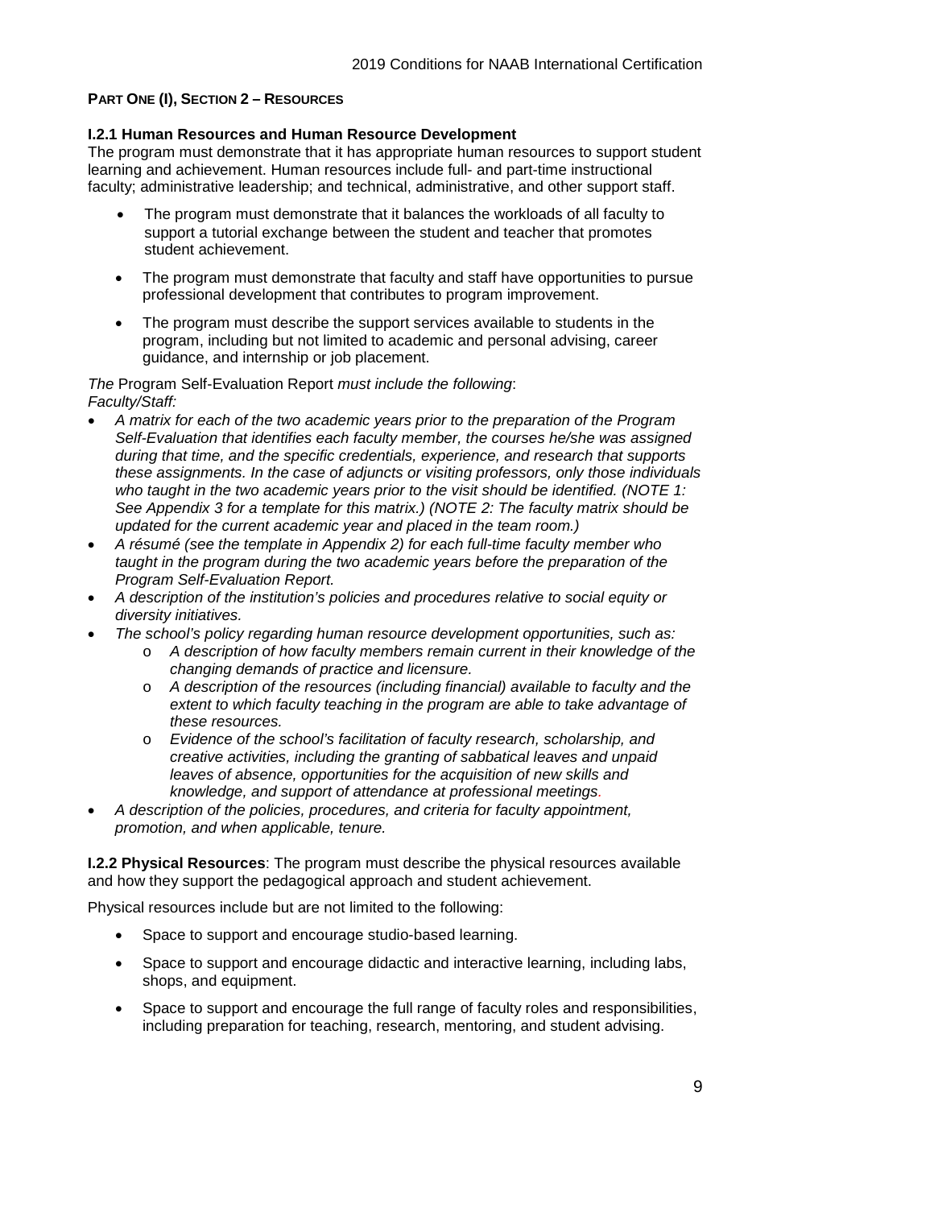**PART ONE (I), SECTION 2 – RESOURCES**

**I.2.1 Human Resources and Human Resource Development**
The program must demonstrate that it has appropriate human resources to support student learning and achievement. Human resources include full- and part-time instructional faculty; administrative leadership; and technical, administrative, and other support staff.

- The program must demonstrate that it balances the workloads of all faculty to support a tutorial exchange between the student and teacher that promotes student achievement.
- The program must demonstrate that faculty and staff have opportunities to pursue professional development that contributes to program improvement.
- The program must describe the support services available to students in the program, including but not limited to academic and personal advising, career guidance, and internship or job placement.

*The* Program Self-Evaluation Report *must include the following*:
*Faculty/Staff:*

- *A matrix for each of the two academic years prior to the preparation of the Program Self-Evaluation that identifies each faculty member, the courses he/she was assigned during that time, and the specific credentials, experience, and research that supports these assignments. In the case of adjuncts or visiting professors, only those individuals who taught in the two academic years prior to the visit should be identified. (NOTE 1: See Appendix 3 for a template for this matrix.) (NOTE 2: The faculty matrix should be updated for the current academic year and placed in the team room.)*
- *A résumé (see the template in Appendix 2) for each full-time faculty member who taught in the program during the two academic years before the preparation of the Program Self-Evaluation Report.*
- *A description of the institution's policies and procedures relative to social equity or diversity initiatives.*
- *The school's policy regarding human resource development opportunities, such as:*
  - *A description of how faculty members remain current in their knowledge of the changing demands of practice and licensure.*
  - *A description of the resources (including financial) available to faculty and the extent to which faculty teaching in the program are able to take advantage of these resources.*
  - *Evidence of the school's facilitation of faculty research, scholarship, and creative activities, including the granting of sabbatical leaves and unpaid leaves of absence, opportunities for the acquisition of new skills and knowledge, and support of attendance at professional meetings.*
- *A description of the policies, procedures, and criteria for faculty appointment, promotion, and when applicable, tenure.*

**I.2.2 Physical Resources**: The program must describe the physical resources available and how they support the pedagogical approach and student achievement.

Physical resources include but are not limited to the following:

- Space to support and encourage studio-based learning.
- Space to support and encourage didactic and interactive learning, including labs, shops, and equipment.
- Space to support and encourage the full range of faculty roles and responsibilities, including preparation for teaching, research, mentoring, and student advising.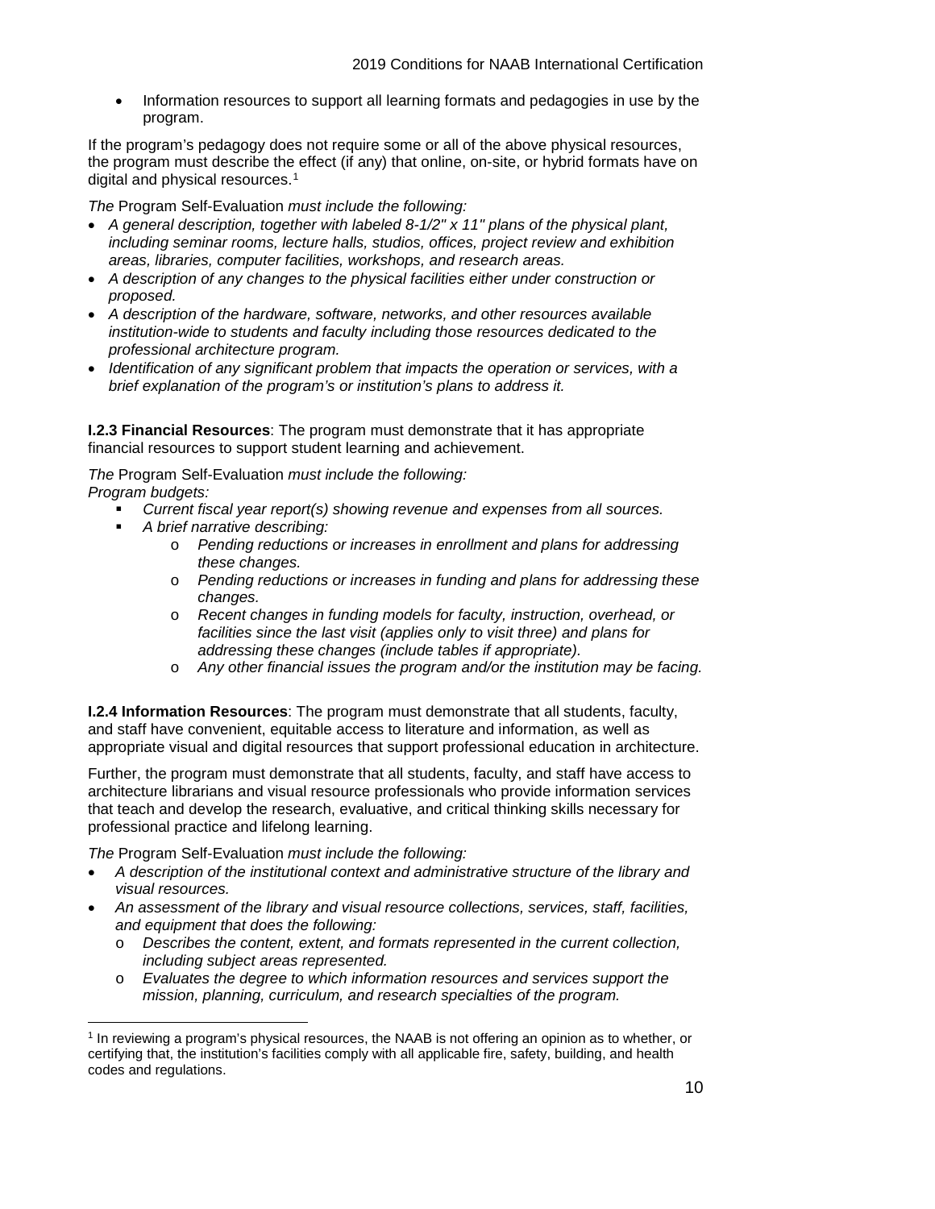- Information resources to support all learning formats and pedagogies in use by the program.

If the program's pedagogy does not require some or all of the above physical resources, the program must describe the effect (if any) that online, on-site, or hybrid formats have on digital and physical resources.[1]

*The* Program Self-Evaluation *must include the following:*

- *A general description, together with labeled 8-1/2" x 11" plans of the physical plant, including seminar rooms, lecture halls, studios, offices, project review and exhibition areas, libraries, computer facilities, workshops, and research areas.*
- *A description of any changes to the physical facilities either under construction or proposed.*
- *A description of the hardware, software, networks, and other resources available institution-wide to students and faculty including those resources dedicated to the professional architecture program.*
- *Identification of any significant problem that impacts the operation or services, with a brief explanation of the program's or institution's plans to address it.*

**I.2.3 Financial Resources**: The program must demonstrate that it has appropriate financial resources to support student learning and achievement.

*The* Program Self-Evaluation *must include the following:*
*Program budgets:*

- *Current fiscal year report(s) showing revenue and expenses from all sources.*
- *A brief narrative describing:*
  - *Pending reductions or increases in enrollment and plans for addressing these changes.*
  - *Pending reductions or increases in funding and plans for addressing these changes.*
  - *Recent changes in funding models for faculty, instruction, overhead, or facilities since the last visit (applies only to visit three) and plans for addressing these changes (include tables if appropriate).*
  - *Any other financial issues the program and/or the institution may be facing.*

**I.2.4 Information Resources**: The program must demonstrate that all students, faculty, and staff have convenient, equitable access to literature and information, as well as appropriate visual and digital resources that support professional education in architecture.

Further, the program must demonstrate that all students, faculty, and staff have access to architecture librarians and visual resource professionals who provide information services that teach and develop the research, evaluative, and critical thinking skills necessary for professional practice and lifelong learning.

*The* Program Self-Evaluation *must include the following:*

- *A description of the institutional context and administrative structure of the library and visual resources.*
- *An assessment of the library and visual resource collections, services, staff, facilities, and equipment that does the following:*
  - *Describes the content, extent, and formats represented in the current collection, including subject areas represented.*
  - *Evaluates the degree to which information resources and services support the mission, planning, curriculum, and research specialties of the program.*

[1] In reviewing a program's physical resources, the NAAB is not offering an opinion as to whether, or certifying that, the institution's facilities comply with all applicable fire, safety, building, and health codes and regulations.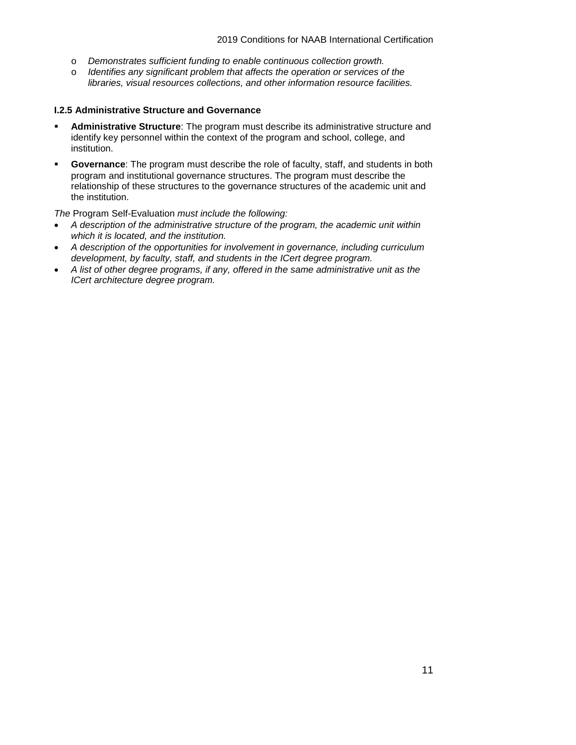- *Demonstrates sufficient funding to enable continuous collection growth.*
- *Identifies any significant problem that affects the operation or services of the libraries, visual resources collections, and other information resource facilities.*

**I.2.5 Administrative Structure and Governance**

- **Administrative Structure**: The program must describe its administrative structure and identify key personnel within the context of the program and school, college, and institution.
- **Governance**: The program must describe the role of faculty, staff, and students in both program and institutional governance structures. The program must describe the relationship of these structures to the governance structures of the academic unit and the institution.

*The* Program Self-Evaluation *must include the following:*

- *A description of the administrative structure of the program, the academic unit within which it is located, and the institution.*
- *A description of the opportunities for involvement in governance, including curriculum development, by faculty, staff, and students in the ICert degree program.*
- *A list of other degree programs, if any, offered in the same administrative unit as the ICert architecture degree program.*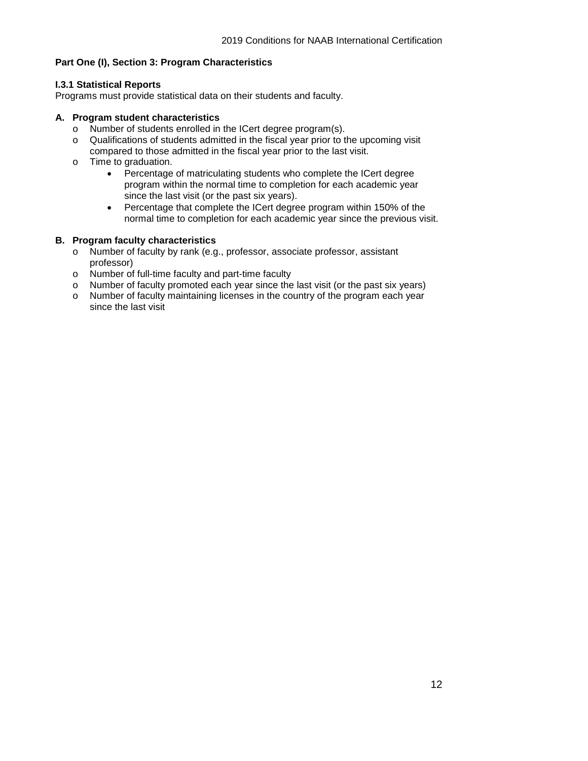**Part One (I), Section 3: Program Characteristics**

**I.3.1 Statistical Reports**

Programs must provide statistical data on their students and faculty.

**A. Program student characteristics**

- Number of students enrolled in the ICert degree program(s).
- Qualifications of students admitted in the fiscal year prior to the upcoming visit compared to those admitted in the fiscal year prior to the last visit.
- Time to graduation.
    - Percentage of matriculating students who complete the ICert degree program within the normal time to completion for each academic year since the last visit (or the past six years).
    - Percentage that complete the ICert degree program within 150% of the normal time to completion for each academic year since the previous visit.

**B. Program faculty characteristics**

- Number of faculty by rank (e.g., professor, associate professor, assistant professor)
- Number of full-time faculty and part-time faculty
- Number of faculty promoted each year since the last visit (or the past six years)
- Number of faculty maintaining licenses in the country of the program each year since the last visit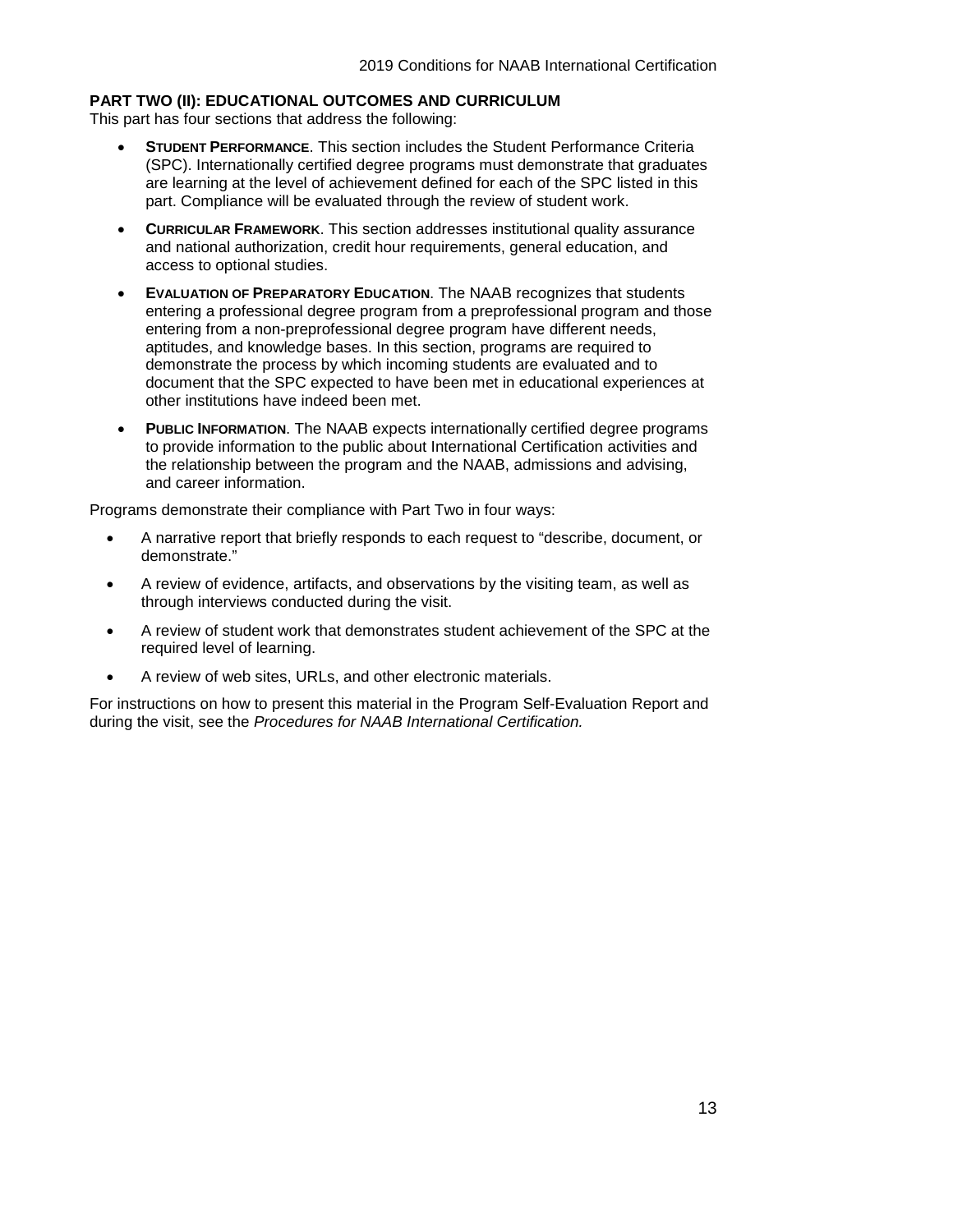## PART TWO (II): EDUCATIONAL OUTCOMES AND CURRICULUM

This part has four sections that address the following:

- **STUDENT PERFORMANCE**. This section includes the Student Performance Criteria (SPC). Internationally certified degree programs must demonstrate that graduates are learning at the level of achievement defined for each of the SPC listed in this part. Compliance will be evaluated through the review of student work.
- **CURRICULAR FRAMEWORK**. This section addresses institutional quality assurance and national authorization, credit hour requirements, general education, and access to optional studies.
- **EVALUATION OF PREPARATORY EDUCATION**. The NAAB recognizes that students entering a professional degree program from a preprofessional program and those entering from a non-preprofessional degree program have different needs, aptitudes, and knowledge bases. In this section, programs are required to demonstrate the process by which incoming students are evaluated and to document that the SPC expected to have been met in educational experiences at other institutions have indeed been met.
- **PUBLIC INFORMATION**. The NAAB expects internationally certified degree programs to provide information to the public about International Certification activities and the relationship between the program and the NAAB, admissions and advising, and career information.

Programs demonstrate their compliance with Part Two in four ways:

- A narrative report that briefly responds to each request to "describe, document, or demonstrate."
- A review of evidence, artifacts, and observations by the visiting team, as well as through interviews conducted during the visit.
- A review of student work that demonstrates student achievement of the SPC at the required level of learning.
- A review of web sites, URLs, and other electronic materials.

For instructions on how to present this material in the Program Self-Evaluation Report and during the visit, see the *Procedures for NAAB International Certification.*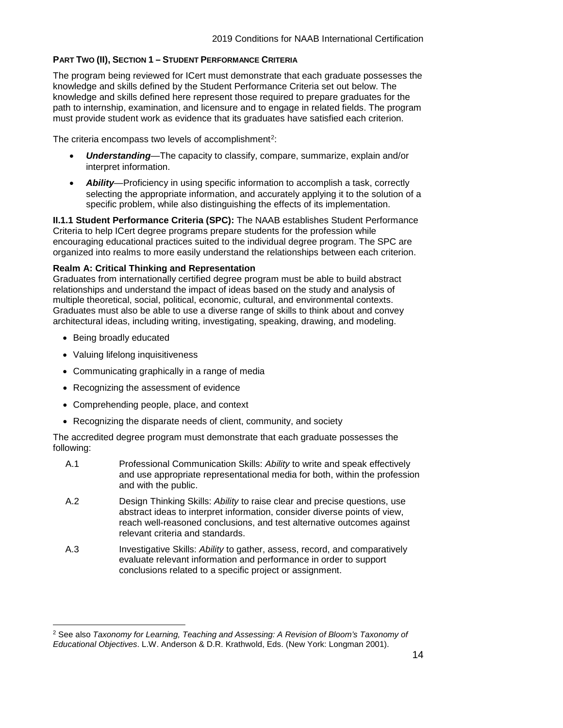## PART TWO (II), SECTION 1 – STUDENT PERFORMANCE CRITERIA

The program being reviewed for ICert must demonstrate that each graduate possesses the knowledge and skills defined by the Student Performance Criteria set out below. The knowledge and skills defined here represent those required to prepare graduates for the path to internship, examination, and licensure and to engage in related fields. The program must provide student work as evidence that its graduates have satisfied each criterion.

The criteria encompass two levels of accomplishment[2]:

- ***Understanding***—The capacity to classify, compare, summarize, explain and/or interpret information.
- ***Ability***—Proficiency in using specific information to accomplish a task, correctly selecting the appropriate information, and accurately applying it to the solution of a specific problem, while also distinguishing the effects of its implementation.

**II.1.1 Student Performance Criteria (SPC):** The NAAB establishes Student Performance Criteria to help ICert degree programs prepare students for the profession while encouraging educational practices suited to the individual degree program. The SPC are organized into realms to more easily understand the relationships between each criterion.

**Realm A: Critical Thinking and Representation**
Graduates from internationally certified degree program must be able to build abstract relationships and understand the impact of ideas based on the study and analysis of multiple theoretical, social, political, economic, cultural, and environmental contexts. Graduates must also be able to use a diverse range of skills to think about and convey architectural ideas, including writing, investigating, speaking, drawing, and modeling.

- Being broadly educated
- Valuing lifelong inquisitiveness
- Communicating graphically in a range of media
- Recognizing the assessment of evidence
- Comprehending people, place, and context
- Recognizing the disparate needs of client, community, and society

The accredited degree program must demonstrate that each graduate possesses the following:

A.1 Professional Communication Skills: *Ability* to write and speak effectively and use appropriate representational media for both, within the profession and with the public.

A.2 Design Thinking Skills: *Ability* to raise clear and precise questions, use abstract ideas to interpret information, consider diverse points of view, reach well-reasoned conclusions, and test alternative outcomes against relevant criteria and standards.

A.3 Investigative Skills: *Ability* to gather, assess, record, and comparatively evaluate relevant information and performance in order to support conclusions related to a specific project or assignment.

---

[2] See also *Taxonomy for Learning, Teaching and Assessing: A Revision of Bloom's Taxonomy of Educational Objectives*. L.W. Anderson & D.R. Krathwold, Eds. (New York: Longman 2001).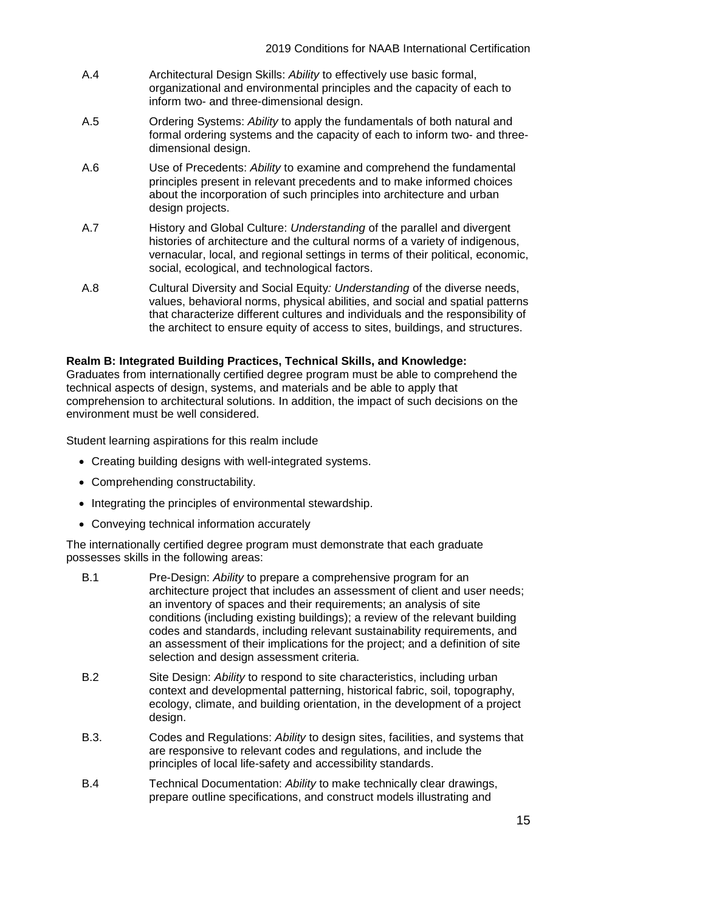A.4 Architectural Design Skills: *Ability* to effectively use basic formal, organizational and environmental principles and the capacity of each to inform two- and three-dimensional design.

A.5 Ordering Systems: *Ability* to apply the fundamentals of both natural and formal ordering systems and the capacity of each to inform two- and three-dimensional design.

A.6 Use of Precedents: *Ability* to examine and comprehend the fundamental principles present in relevant precedents and to make informed choices about the incorporation of such principles into architecture and urban design projects.

A.7 History and Global Culture: *Understanding* of the parallel and divergent histories of architecture and the cultural norms of a variety of indigenous, vernacular, local, and regional settings in terms of their political, economic, social, ecological, and technological factors.

A.8 Cultural Diversity and Social Equity*:* *Understanding* of the diverse needs, values, behavioral norms, physical abilities, and social and spatial patterns that characterize different cultures and individuals and the responsibility of the architect to ensure equity of access to sites, buildings, and structures.

**Realm B: Integrated Building Practices, Technical Skills, and Knowledge:**
Graduates from internationally certified degree program must be able to comprehend the technical aspects of design, systems, and materials and be able to apply that comprehension to architectural solutions. In addition, the impact of such decisions on the environment must be well considered.

Student learning aspirations for this realm include

- Creating building designs with well-integrated systems.
- Comprehending constructability.
- Integrating the principles of environmental stewardship.
- Conveying technical information accurately

The internationally certified degree program must demonstrate that each graduate possesses skills in the following areas:

B.1 Pre-Design: *Ability* to prepare a comprehensive program for an architecture project that includes an assessment of client and user needs; an inventory of spaces and their requirements; an analysis of site conditions (including existing buildings); a review of the relevant building codes and standards, including relevant sustainability requirements, and an assessment of their implications for the project; and a definition of site selection and design assessment criteria.

B.2 Site Design: *Ability* to respond to site characteristics, including urban context and developmental patterning, historical fabric, soil, topography, ecology, climate, and building orientation, in the development of a project design.

B.3. Codes and Regulations: *Ability* to design sites, facilities, and systems that are responsive to relevant codes and regulations, and include the principles of local life-safety and accessibility standards.

B.4 Technical Documentation: *Ability* to make technically clear drawings, prepare outline specifications, and construct models illustrating and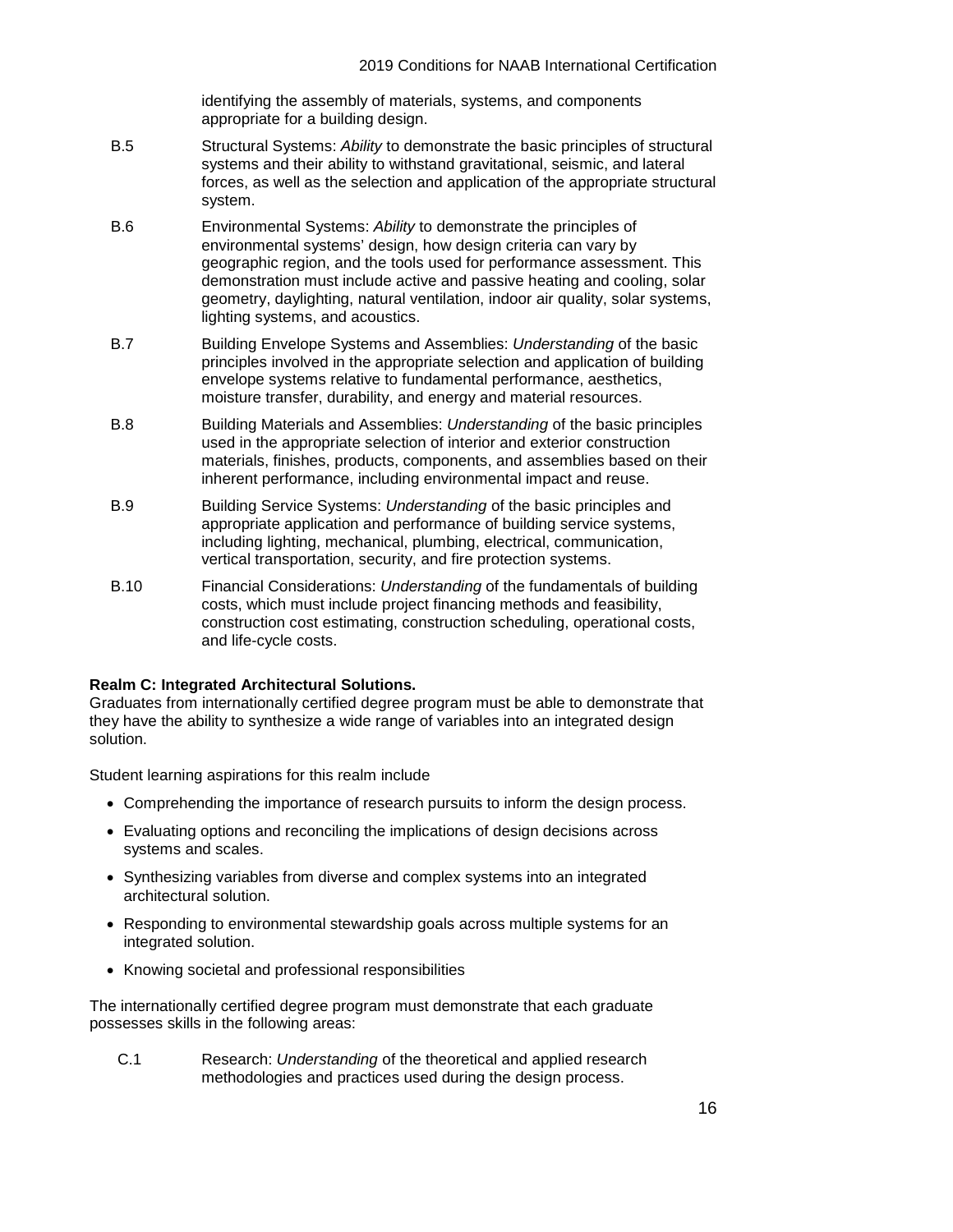identifying the assembly of materials, systems, and components appropriate for a building design.

B.5 Structural Systems: *Ability* to demonstrate the basic principles of structural systems and their ability to withstand gravitational, seismic, and lateral forces, as well as the selection and application of the appropriate structural system.

B.6 Environmental Systems: *Ability* to demonstrate the principles of environmental systems' design, how design criteria can vary by geographic region, and the tools used for performance assessment. This demonstration must include active and passive heating and cooling, solar geometry, daylighting, natural ventilation, indoor air quality, solar systems, lighting systems, and acoustics.

B.7 Building Envelope Systems and Assemblies: *Understanding* of the basic principles involved in the appropriate selection and application of building envelope systems relative to fundamental performance, aesthetics, moisture transfer, durability, and energy and material resources.

B.8 Building Materials and Assemblies: *Understanding* of the basic principles used in the appropriate selection of interior and exterior construction materials, finishes, products, components, and assemblies based on their inherent performance, including environmental impact and reuse.

B.9 Building Service Systems: *Understanding* of the basic principles and appropriate application and performance of building service systems, including lighting, mechanical, plumbing, electrical, communication, vertical transportation, security, and fire protection systems.

B.10 Financial Considerations: *Understanding* of the fundamentals of building costs, which must include project financing methods and feasibility, construction cost estimating, construction scheduling, operational costs, and life-cycle costs.

**Realm C: Integrated Architectural Solutions.**
Graduates from internationally certified degree program must be able to demonstrate that they have the ability to synthesize a wide range of variables into an integrated design solution.

Student learning aspirations for this realm include

- Comprehending the importance of research pursuits to inform the design process.
- Evaluating options and reconciling the implications of design decisions across systems and scales.
- Synthesizing variables from diverse and complex systems into an integrated architectural solution.
- Responding to environmental stewardship goals across multiple systems for an integrated solution.
- Knowing societal and professional responsibilities

The internationally certified degree program must demonstrate that each graduate possesses skills in the following areas:

C.1 Research: *Understanding* of the theoretical and applied research methodologies and practices used during the design process.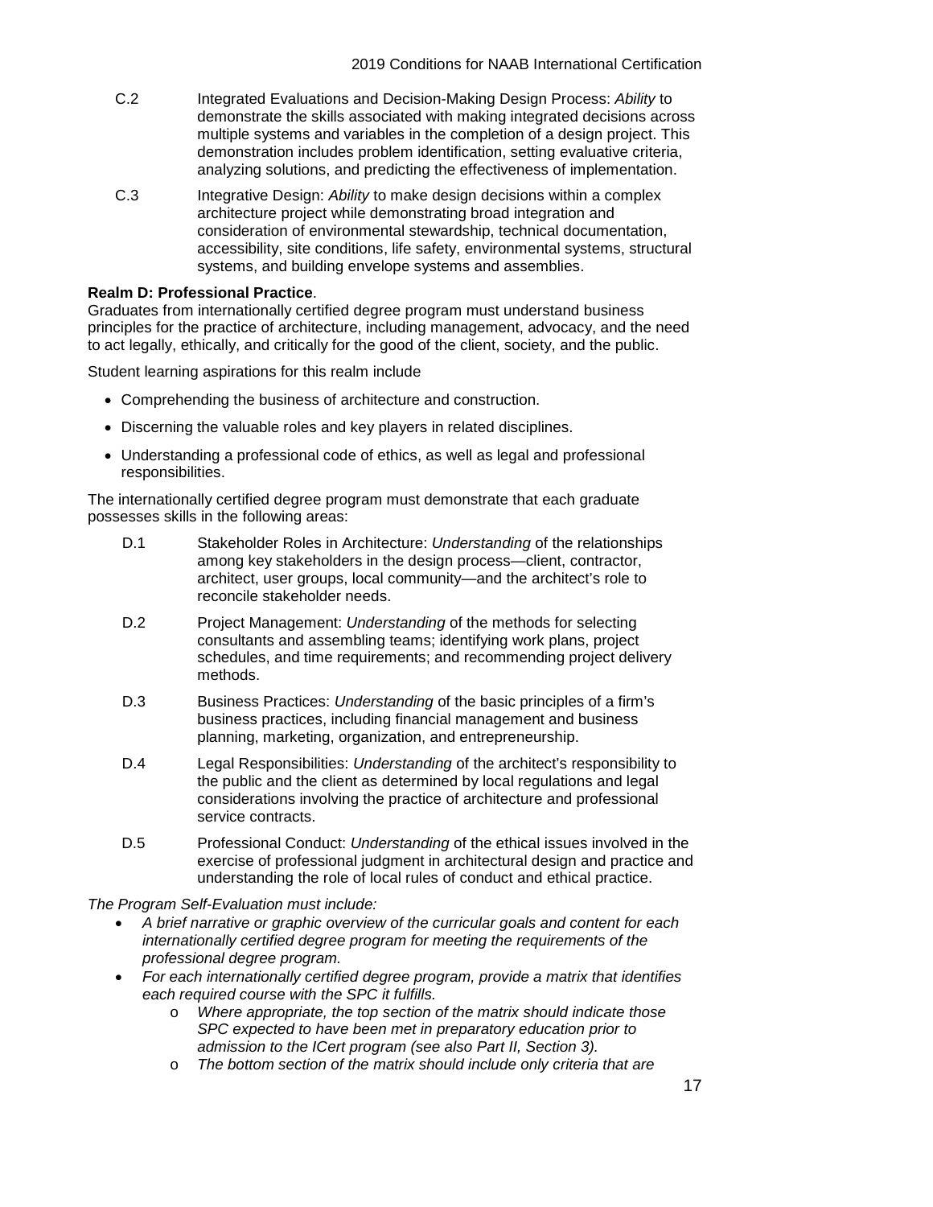C.2 Integrated Evaluations and Decision-Making Design Process: *Ability* to demonstrate the skills associated with making integrated decisions across multiple systems and variables in the completion of a design project. This demonstration includes problem identification, setting evaluative criteria, analyzing solutions, and predicting the effectiveness of implementation.

C.3 Integrative Design: *Ability* to make design decisions within a complex architecture project while demonstrating broad integration and consideration of environmental stewardship, technical documentation, accessibility, site conditions, life safety, environmental systems, structural systems, and building envelope systems and assemblies.

**Realm D: Professional Practice**.
Graduates from internationally certified degree program must understand business principles for the practice of architecture, including management, advocacy, and the need to act legally, ethically, and critically for the good of the client, society, and the public.

Student learning aspirations for this realm include

- Comprehending the business of architecture and construction.
- Discerning the valuable roles and key players in related disciplines.
- Understanding a professional code of ethics, as well as legal and professional responsibilities.

The internationally certified degree program must demonstrate that each graduate possesses skills in the following areas:

D.1 Stakeholder Roles in Architecture: *Understanding* of the relationships among key stakeholders in the design process—client, contractor, architect, user groups, local community—and the architect's role to reconcile stakeholder needs.

D.2 Project Management: *Understanding* of the methods for selecting consultants and assembling teams; identifying work plans, project schedules, and time requirements; and recommending project delivery methods.

D.3 Business Practices: *Understanding* of the basic principles of a firm's business practices, including financial management and business planning, marketing, organization, and entrepreneurship.

D.4 Legal Responsibilities: *Understanding* of the architect's responsibility to the public and the client as determined by local regulations and legal considerations involving the practice of architecture and professional service contracts.

D.5 Professional Conduct: *Understanding* of the ethical issues involved in the exercise of professional judgment in architectural design and practice and understanding the role of local rules of conduct and ethical practice.

*The Program Self-Evaluation must include:*

- *A brief narrative or graphic overview of the curricular goals and content for each internationally certified degree program for meeting the requirements of the professional degree program.*
- *For each internationally certified degree program, provide a matrix that identifies each required course with the SPC it fulfills.*
    - *Where appropriate, the top section of the matrix should indicate those SPC expected to have been met in preparatory education prior to admission to the ICert program (see also Part II, Section 3).*
    - *The bottom section of the matrix should include only criteria that are*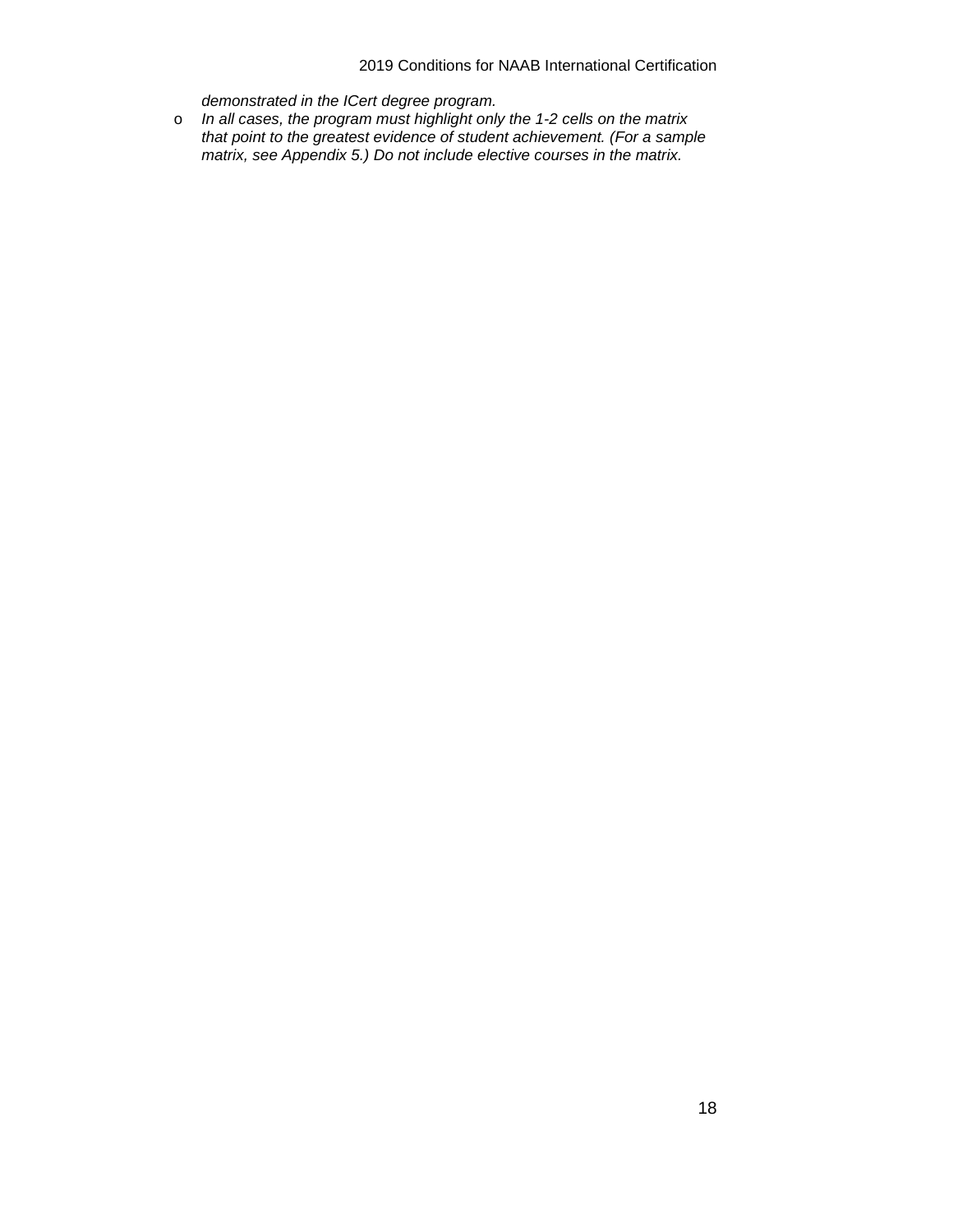*demonstrated in the ICert degree program.*

- *In all cases, the program must highlight only the 1-2 cells on the matrix that point to the greatest evidence of student achievement. (For a sample matrix, see Appendix 5.) Do not include elective courses in the matrix.*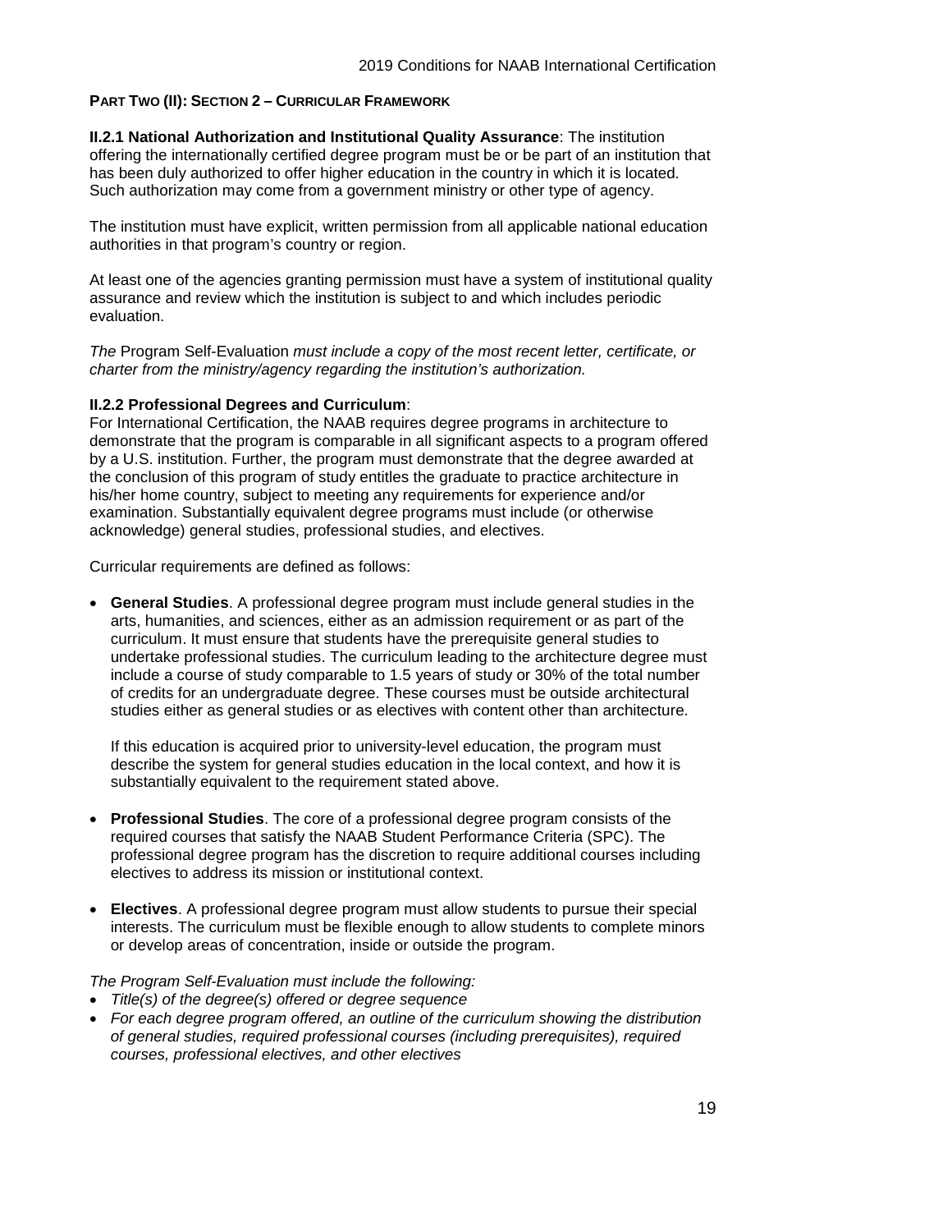**PART TWO (II): SECTION 2 – CURRICULAR FRAMEWORK**

**II.2.1 National Authorization and Institutional Quality Assurance**: The institution offering the internationally certified degree program must be or be part of an institution that has been duly authorized to offer higher education in the country in which it is located. Such authorization may come from a government ministry or other type of agency.

The institution must have explicit, written permission from all applicable national education authorities in that program's country or region.

At least one of the agencies granting permission must have a system of institutional quality assurance and review which the institution is subject to and which includes periodic evaluation.

*The* Program Self-Evaluation *must include a copy of the most recent letter, certificate, or charter from the ministry/agency regarding the institution's authorization.*

**II.2.2 Professional Degrees and Curriculum**:
For International Certification, the NAAB requires degree programs in architecture to demonstrate that the program is comparable in all significant aspects to a program offered by a U.S. institution. Further, the program must demonstrate that the degree awarded at the conclusion of this program of study entitles the graduate to practice architecture in his/her home country, subject to meeting any requirements for experience and/or examination. Substantially equivalent degree programs must include (or otherwise acknowledge) general studies, professional studies, and electives.

Curricular requirements are defined as follows:

- **General Studies**. A professional degree program must include general studies in the arts, humanities, and sciences, either as an admission requirement or as part of the curriculum. It must ensure that students have the prerequisite general studies to undertake professional studies. The curriculum leading to the architecture degree must include a course of study comparable to 1.5 years of study or 30% of the total number of credits for an undergraduate degree. These courses must be outside architectural studies either as general studies or as electives with content other than architecture.

  If this education is acquired prior to university-level education, the program must describe the system for general studies education in the local context, and how it is substantially equivalent to the requirement stated above.

- **Professional Studies**. The core of a professional degree program consists of the required courses that satisfy the NAAB Student Performance Criteria (SPC). The professional degree program has the discretion to require additional courses including electives to address its mission or institutional context.

- **Electives**. A professional degree program must allow students to pursue their special interests. The curriculum must be flexible enough to allow students to complete minors or develop areas of concentration, inside or outside the program.

*The Program Self-Evaluation must include the following:*

- *Title(s) of the degree(s) offered or degree sequence*
- *For each degree program offered, an outline of the curriculum showing the distribution of general studies, required professional courses (including prerequisites), required courses, professional electives, and other electives*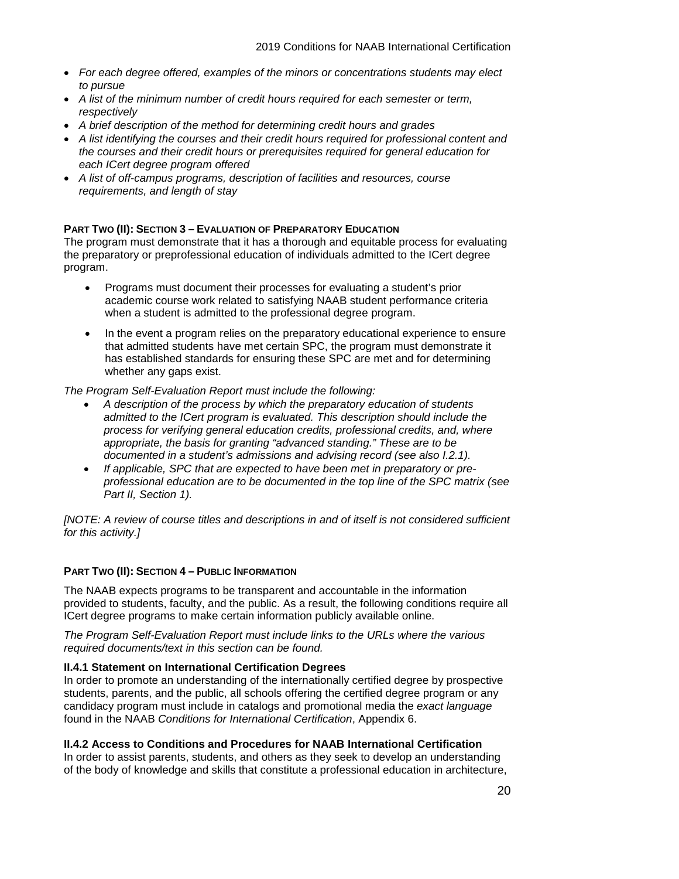- *For each degree offered, examples of the minors or concentrations students may elect to pursue*
- *A list of the minimum number of credit hours required for each semester or term, respectively*
- *A brief description of the method for determining credit hours and grades*
- *A list identifying the courses and their credit hours required for professional content and the courses and their credit hours or prerequisites required for general education for each ICert degree program offered*
- *A list of off-campus programs, description of facilities and resources, course requirements, and length of stay*

#### PART TWO (II): SECTION 3 – EVALUATION OF PREPARATORY EDUCATION

The program must demonstrate that it has a thorough and equitable process for evaluating the preparatory or preprofessional education of individuals admitted to the ICert degree program.

- Programs must document their processes for evaluating a student's prior academic course work related to satisfying NAAB student performance criteria when a student is admitted to the professional degree program.
- In the event a program relies on the preparatory educational experience to ensure that admitted students have met certain SPC, the program must demonstrate it has established standards for ensuring these SPC are met and for determining whether any gaps exist.

*The Program Self-Evaluation Report must include the following:*

- *A description of the process by which the preparatory education of students admitted to the ICert program is evaluated. This description should include the process for verifying general education credits, professional credits, and, where appropriate, the basis for granting "advanced standing." These are to be documented in a student's admissions and advising record (see also I.2.1).*
- *If applicable, SPC that are expected to have been met in preparatory or pre-professional education are to be documented in the top line of the SPC matrix (see Part II, Section 1).*

*[NOTE: A review of course titles and descriptions in and of itself is not considered sufficient for this activity.]*

#### PART TWO (II): SECTION 4 – PUBLIC INFORMATION

The NAAB expects programs to be transparent and accountable in the information provided to students, faculty, and the public. As a result, the following conditions require all ICert degree programs to make certain information publicly available online.

*The Program Self-Evaluation Report must include links to the URLs where the various required documents/text in this section can be found.*

**II.4.1 Statement on International Certification Degrees**

In order to promote an understanding of the internationally certified degree by prospective students, parents, and the public, all schools offering the certified degree program or any candidacy program must include in catalogs and promotional media the *exact language* found in the NAAB *Conditions for International Certification*, Appendix 6.

**II.4.2 Access to Conditions and Procedures for NAAB International Certification**

In order to assist parents, students, and others as they seek to develop an understanding of the body of knowledge and skills that constitute a professional education in architecture,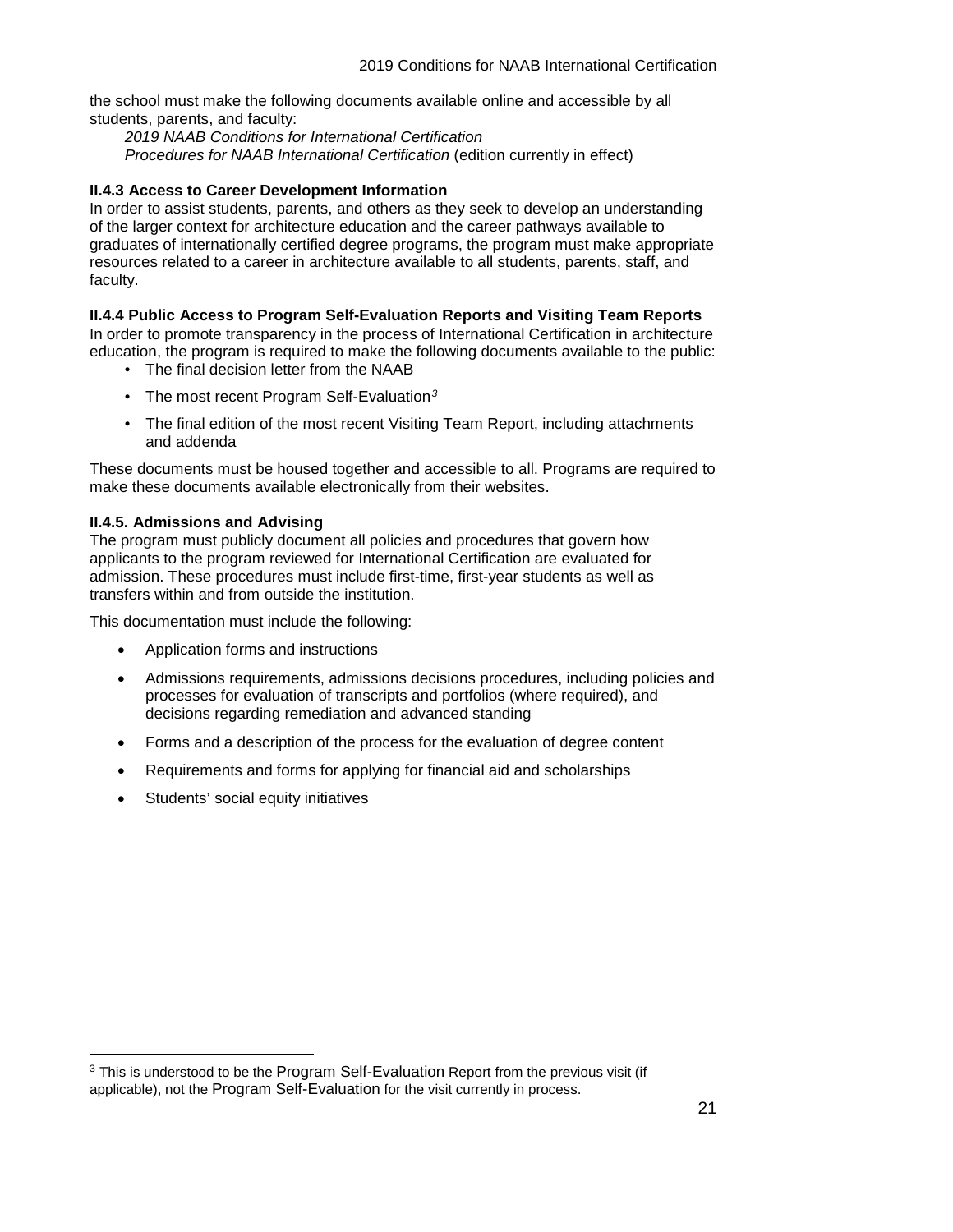the school must make the following documents available online and accessible by all students, parents, and faculty:

*2019 NAAB Conditions for International Certification*
*Procedures for NAAB International Certification* (edition currently in effect)

**II.4.3 Access to Career Development Information**

In order to assist students, parents, and others as they seek to develop an understanding of the larger context for architecture education and the career pathways available to graduates of internationally certified degree programs, the program must make appropriate resources related to a career in architecture available to all students, parents, staff, and faculty.

**II.4.4 Public Access to Program Self-Evaluation Reports and Visiting Team Reports**

In order to promote transparency in the process of International Certification in architecture education, the program is required to make the following documents available to the public:

- The final decision letter from the NAAB
- The most recent Program Self-Evaluation[3]
- The final edition of the most recent Visiting Team Report, including attachments and addenda

These documents must be housed together and accessible to all. Programs are required to make these documents available electronically from their websites.

**II.4.5. Admissions and Advising**

The program must publicly document all policies and procedures that govern how applicants to the program reviewed for International Certification are evaluated for admission. These procedures must include first-time, first-year students as well as transfers within and from outside the institution.

This documentation must include the following:

- Application forms and instructions
- Admissions requirements, admissions decisions procedures, including policies and processes for evaluation of transcripts and portfolios (where required), and decisions regarding remediation and advanced standing
- Forms and a description of the process for the evaluation of degree content
- Requirements and forms for applying for financial aid and scholarships
- Students' social equity initiatives

[3] This is understood to be the Program Self-Evaluation Report from the previous visit (if applicable), not the Program Self-Evaluation for the visit currently in process.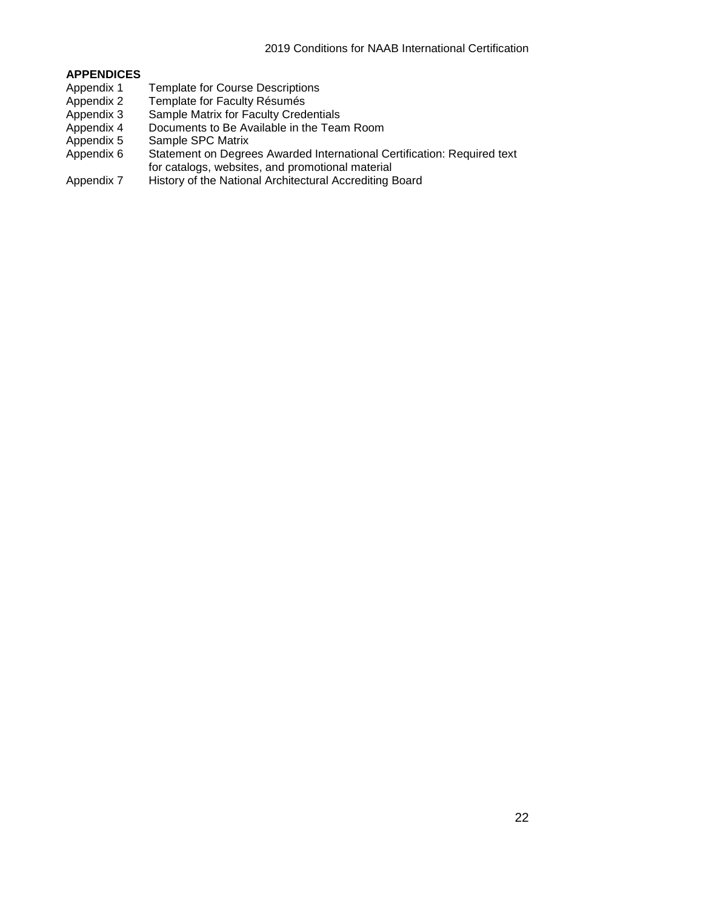**APPENDICES**

| | |
|---|---|
| Appendix 1 | Template for Course Descriptions |
| Appendix 2 | Template for Faculty Résumés |
| Appendix 3 | Sample Matrix for Faculty Credentials |
| Appendix 4 | Documents to Be Available in the Team Room |
| Appendix 5 | Sample SPC Matrix |
| Appendix 6 | Statement on Degrees Awarded International Certification: Required text for catalogs, websites, and promotional material |
| Appendix 7 | History of the National Architectural Accrediting Board |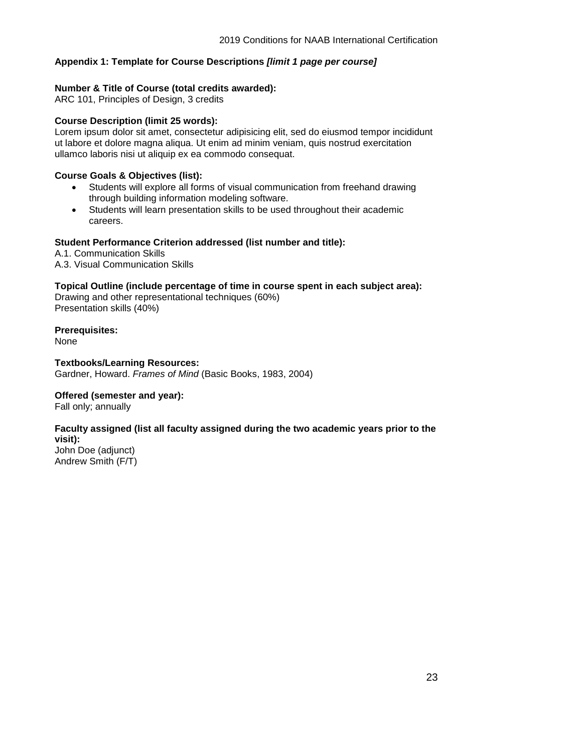**Appendix 1: Template for Course Descriptions *[limit 1 page per course]***

**Number & Title of Course (total credits awarded):**
ARC 101, Principles of Design, 3 credits

**Course Description (limit 25 words):**
Lorem ipsum dolor sit amet, consectetur adipisicing elit, sed do eiusmod tempor incididunt ut labore et dolore magna aliqua. Ut enim ad minim veniam, quis nostrud exercitation ullamco laboris nisi ut aliquip ex ea commodo consequat.

**Course Goals & Objectives (list):**

- Students will explore all forms of visual communication from freehand drawing through building information modeling software.
- Students will learn presentation skills to be used throughout their academic careers.

**Student Performance Criterion addressed (list number and title):**
A.1. Communication Skills
A.3. Visual Communication Skills

**Topical Outline (include percentage of time in course spent in each subject area):**
Drawing and other representational techniques (60%)
Presentation skills (40%)

**Prerequisites:**
None

**Textbooks/Learning Resources:**
Gardner, Howard. *Frames of Mind* (Basic Books, 1983, 2004)

**Offered (semester and year):**
Fall only; annually

**Faculty assigned (list all faculty assigned during the two academic years prior to the visit):**
John Doe (adjunct)
Andrew Smith (F/T)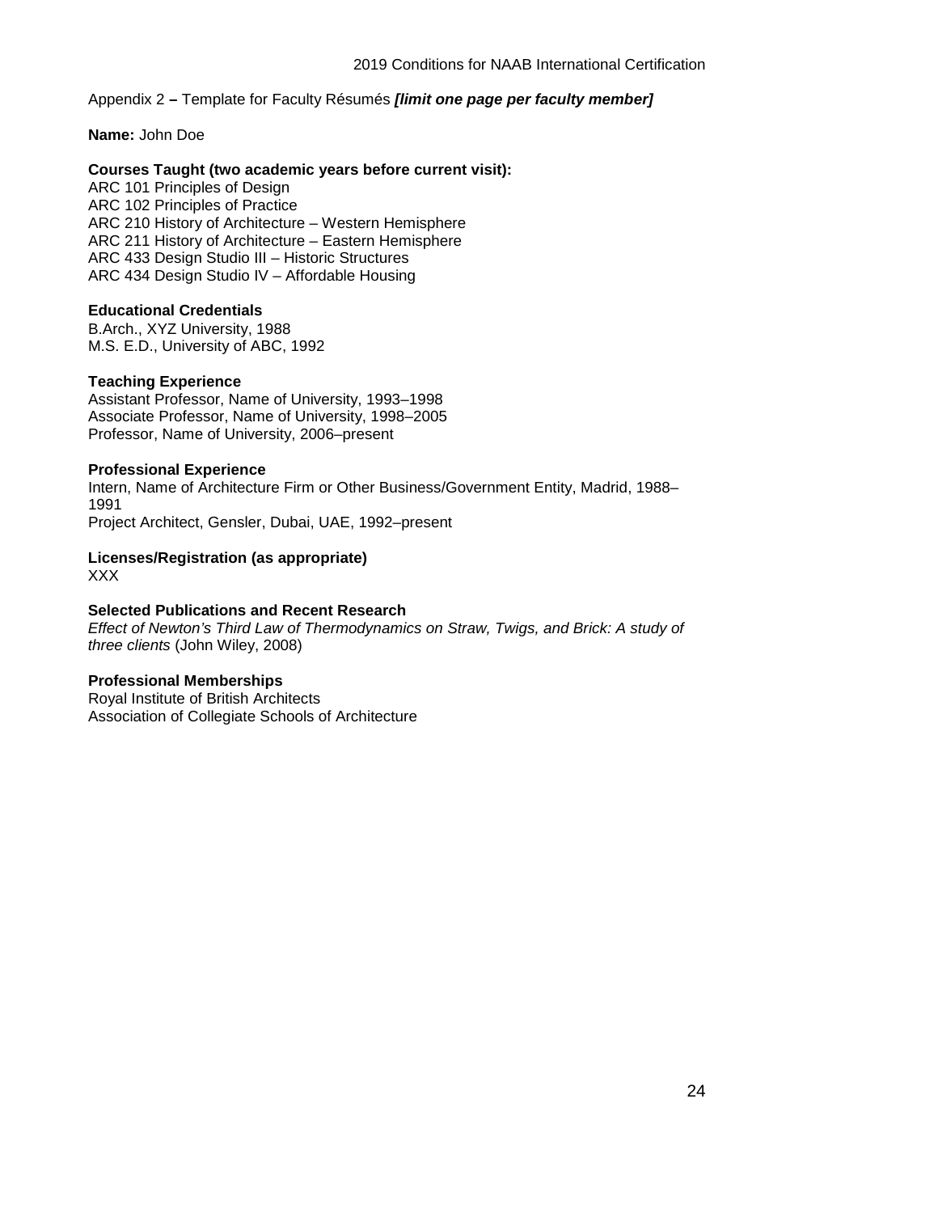Appendix 2 – Template for Faculty Résumés ***[limit one page per faculty member]***

**Name:** John Doe

**Courses Taught (two academic years before current visit):**
ARC 101 Principles of Design
ARC 102 Principles of Practice
ARC 210 History of Architecture – Western Hemisphere
ARC 211 History of Architecture – Eastern Hemisphere
ARC 433 Design Studio III – Historic Structures
ARC 434 Design Studio IV – Affordable Housing

**Educational Credentials**
B.Arch., XYZ University, 1988
M.S. E.D., University of ABC, 1992

**Teaching Experience**
Assistant Professor, Name of University, 1993–1998
Associate Professor, Name of University, 1998–2005
Professor, Name of University, 2006–present

**Professional Experience**
Intern, Name of Architecture Firm or Other Business/Government Entity, Madrid, 1988–1991
Project Architect, Gensler, Dubai, UAE, 1992–present

**Licenses/Registration (as appropriate)**
XXX

**Selected Publications and Recent Research**
*Effect of Newton's Third Law of Thermodynamics on Straw, Twigs, and Brick: A study of three clients* (John Wiley, 2008)

**Professional Memberships**
Royal Institute of British Architects
Association of Collegiate Schools of Architecture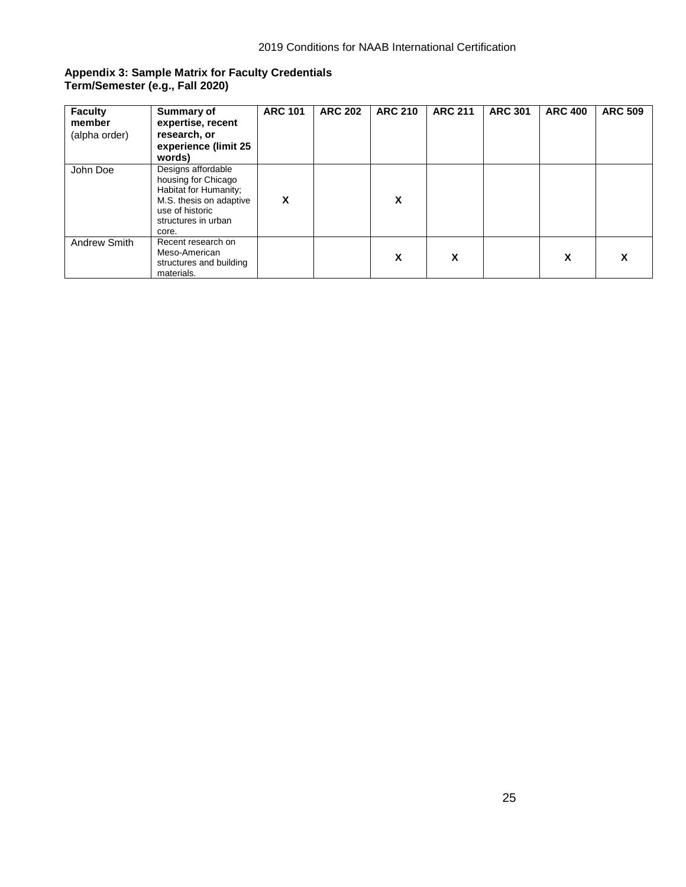**Appendix 3: Sample Matrix for Faculty Credentials**
**Term/Semester (e.g., Fall 2020)**

| **Faculty member** (alpha order) | **Summary of expertise, recent research, or experience (limit 25 words)** | **ARC 101** | **ARC 202** | **ARC 210** | **ARC 211** | **ARC 301** | **ARC 400** | **ARC 509** |
|---|---|---|---|---|---|---|---|---|
| John Doe | Designs affordable housing for Chicago Habitat for Humanity; M.S. thesis on adaptive use of historic structures in urban core. | **X** | | **X** | | | | |
| Andrew Smith | Recent research on Meso-American structures and building materials. | | | **X** | **X** | | **X** | **X** |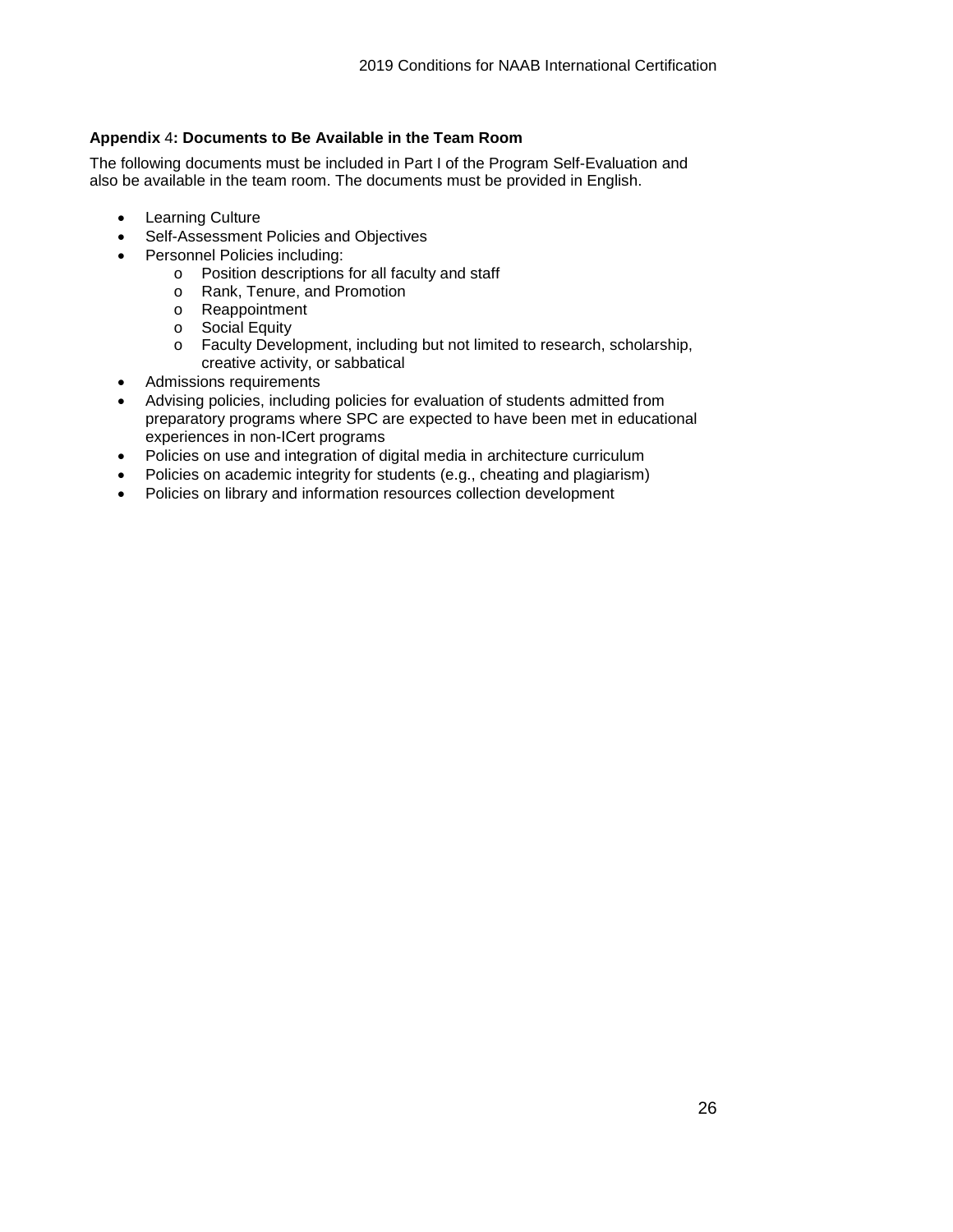### Appendix 4: Documents to Be Available in the Team Room

The following documents must be included in Part I of the Program Self-Evaluation and also be available in the team room. The documents must be provided in English.

- Learning Culture
- Self-Assessment Policies and Objectives
- Personnel Policies including:
  - Position descriptions for all faculty and staff
  - Rank, Tenure, and Promotion
  - Reappointment
  - Social Equity
  - Faculty Development, including but not limited to research, scholarship, creative activity, or sabbatical
- Admissions requirements
- Advising policies, including policies for evaluation of students admitted from preparatory programs where SPC are expected to have been met in educational experiences in non-ICert programs
- Policies on use and integration of digital media in architecture curriculum
- Policies on academic integrity for students (e.g., cheating and plagiarism)
- Policies on library and information resources collection development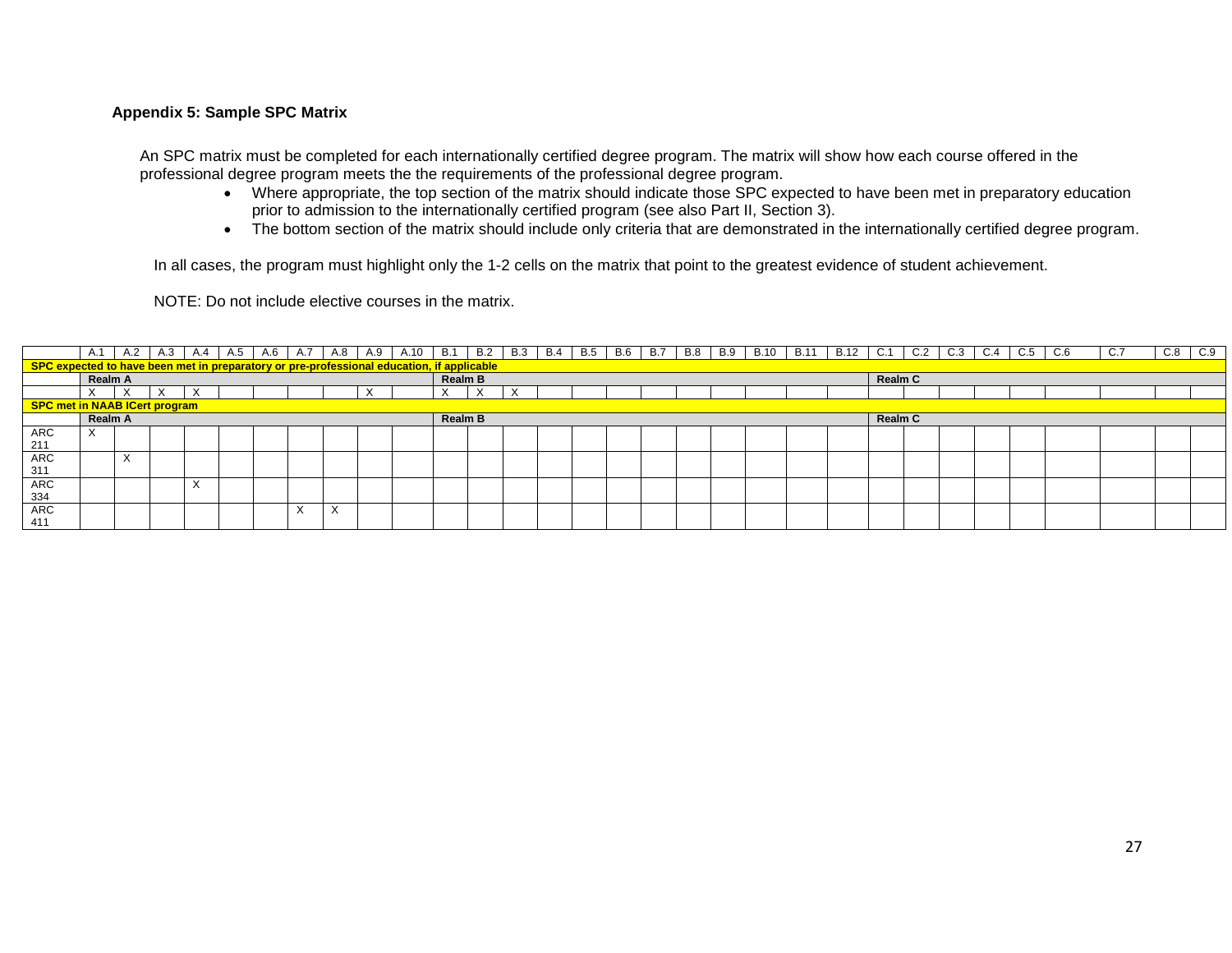**Appendix 5: Sample SPC Matrix**

An SPC matrix must be completed for each internationally certified degree program. The matrix will show how each course offered in the professional degree program meets the the requirements of the professional degree program.

- Where appropriate, the top section of the matrix should indicate those SPC expected to have been met in preparatory education prior to admission to the internationally certified program (see also Part II, Section 3).
- The bottom section of the matrix should include only criteria that are demonstrated in the internationally certified degree program.

In all cases, the program must highlight only the 1-2 cells on the matrix that point to the greatest evidence of student achievement.

NOTE: Do not include elective courses in the matrix.

| | A.1 | A.2 | A.3 | A.4 | A.5 | A.6 | A.7 | A.8 | A.9 | A.10 | B.1 | B.2 | B.3 | B.4 | B.5 | B.6 | B.7 | B.8 | B.9 | B.10 | B.11 | B.12 | C.1 | C.2 | C.3 | C.4 | C.5 | C.6 | C.7 | C.8 | C.9 |
|---|---|---|---|---|---|---|---|---|---|---|---|---|---|---|---|---|---|---|---|---|---|---|---|---|---|---|---|---|---|---|---|
| **SPC expected to have been met in preparatory or pre-professional education, if applicable** | | | | | | | | | | | | | | | | | | | | | | | | | | | | | | | |
| | **Realm A** | | | | | | | | | | **Realm B** | | | | | | | | | | | | **Realm C** | | | | | | | | |
| | X | X | X | X | | | | | X | | X | X | X | | | | | | | | | | | | | | | | | | |
| **SPC met in NAAB ICert program** | | | | | | | | | | | | | | | | | | | | | | | | | | | | | | | |
| | **Realm A** | | | | | | | | | | **Realm B** | | | | | | | | | | | | **Realm C** | | | | | | | | |
| ARC 211 | X | | | | | | | | | | | | | | | | | | | | | | | | | | | | | | |
| ARC 311 | | X | | | | | | | | | | | | | | | | | | | | | | | | | | | | | |
| ARC 334 | | | | X | | | | | | | | | | | | | | | | | | | | | | | | | | | |
| ARC 411 | | | | | | | X | X | | | | | | | | | | | | | | | | | | | | | | | |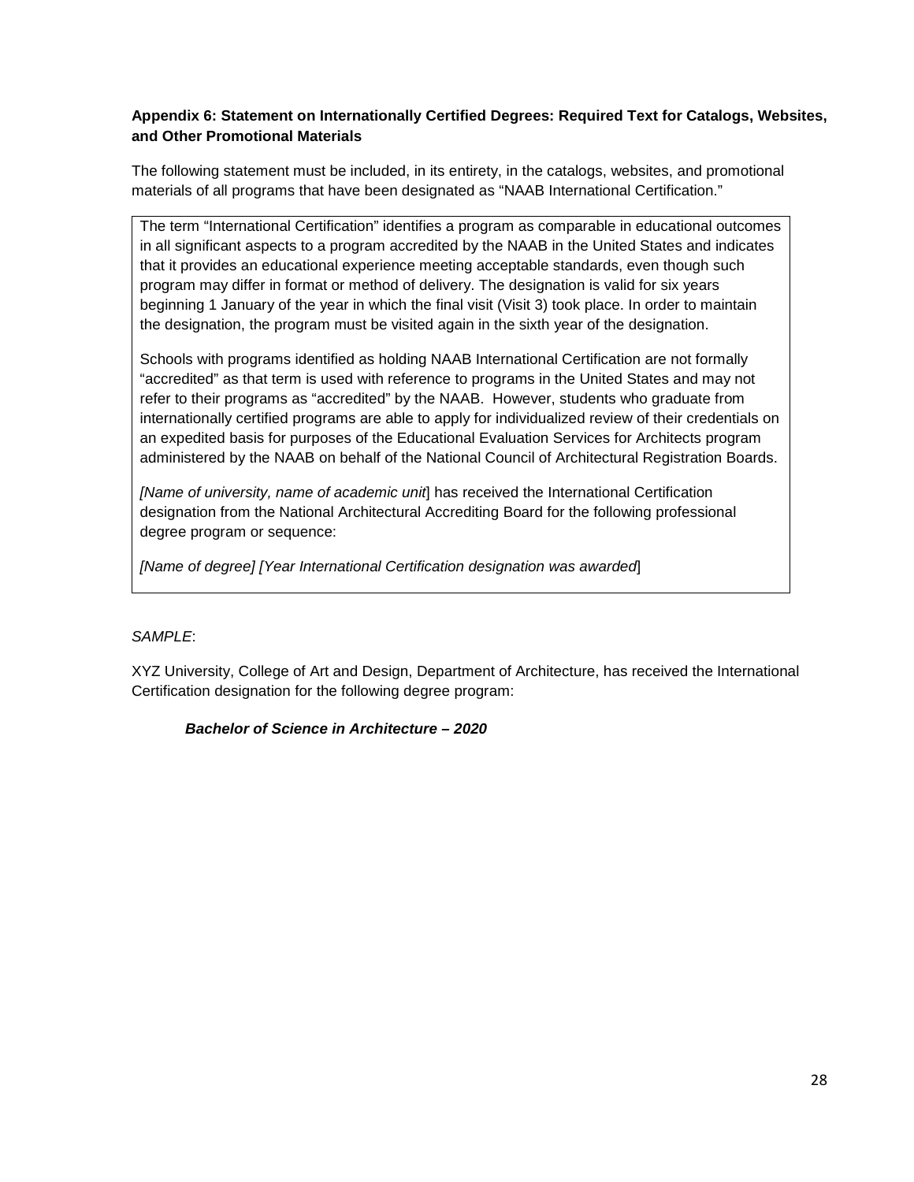**Appendix 6: Statement on Internationally Certified Degrees: Required Text for Catalogs, Websites, and Other Promotional Materials**

The following statement must be included, in its entirety, in the catalogs, websites, and promotional materials of all programs that have been designated as "NAAB International Certification."

> The term "International Certification" identifies a program as comparable in educational outcomes in all significant aspects to a program accredited by the NAAB in the United States and indicates that it provides an educational experience meeting acceptable standards, even though such program may differ in format or method of delivery. The designation is valid for six years beginning 1 January of the year in which the final visit (Visit 3) took place. In order to maintain the designation, the program must be visited again in the sixth year of the designation.
>
> Schools with programs identified as holding NAAB International Certification are not formally "accredited" as that term is used with reference to programs in the United States and may not refer to their programs as "accredited" by the NAAB. However, students who graduate from internationally certified programs are able to apply for individualized review of their credentials on an expedited basis for purposes of the Educational Evaluation Services for Architects program administered by the NAAB on behalf of the National Council of Architectural Registration Boards.
>
> *[Name of university, name of academic unit*] has received the International Certification designation from the National Architectural Accrediting Board for the following professional degree program or sequence:
>
> *[Name of degree] [Year International Certification designation was awarded*]

*SAMPLE*:

XYZ University, College of Art and Design, Department of Architecture, has received the International Certification designation for the following degree program:

***Bachelor of Science in Architecture – 2020***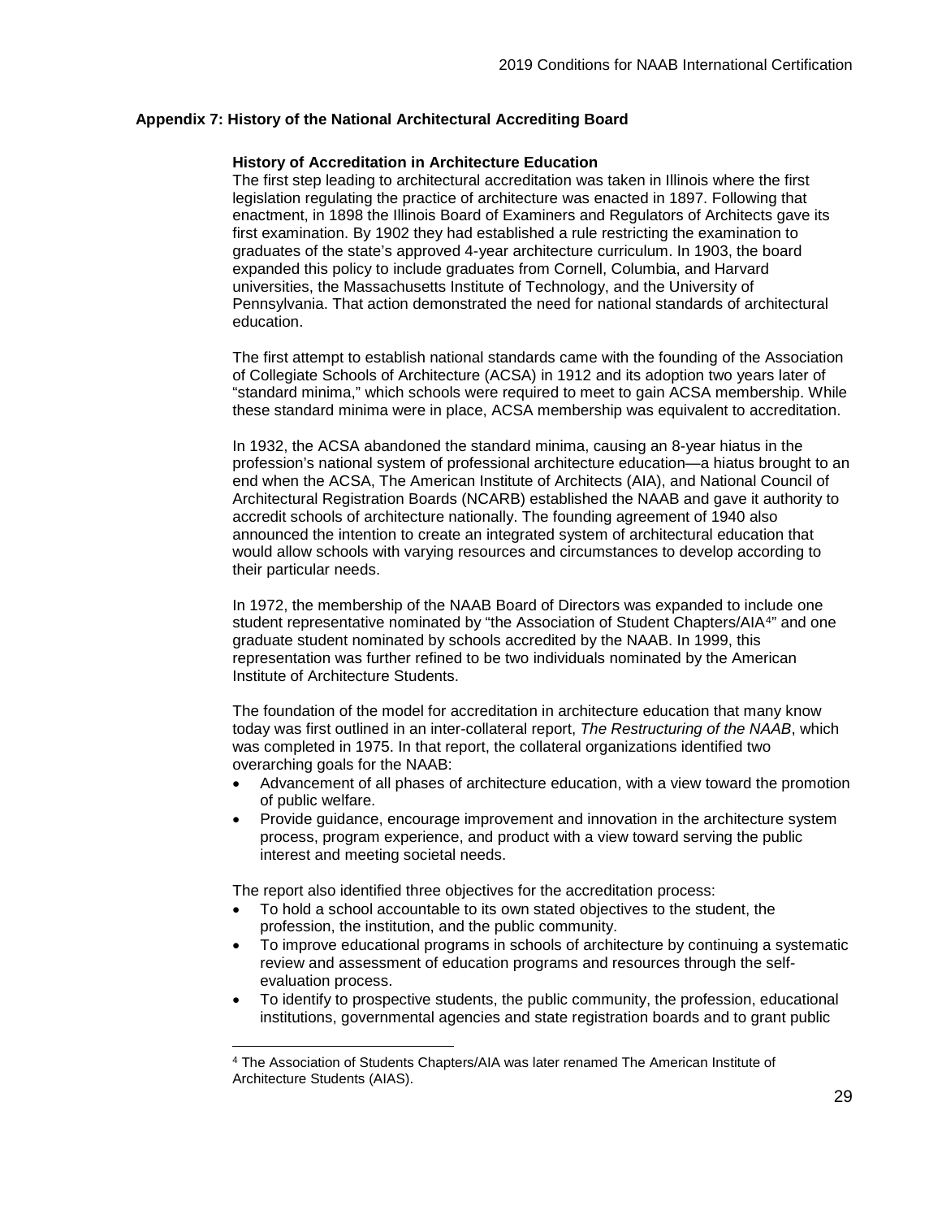### Appendix 7: History of the National Architectural Accrediting Board

#### History of Accreditation in Architecture Education

The first step leading to architectural accreditation was taken in Illinois where the first legislation regulating the practice of architecture was enacted in 1897. Following that enactment, in 1898 the Illinois Board of Examiners and Regulators of Architects gave its first examination. By 1902 they had established a rule restricting the examination to graduates of the state's approved 4-year architecture curriculum. In 1903, the board expanded this policy to include graduates from Cornell, Columbia, and Harvard universities, the Massachusetts Institute of Technology, and the University of Pennsylvania. That action demonstrated the need for national standards of architectural education.

The first attempt to establish national standards came with the founding of the Association of Collegiate Schools of Architecture (ACSA) in 1912 and its adoption two years later of "standard minima," which schools were required to meet to gain ACSA membership. While these standard minima were in place, ACSA membership was equivalent to accreditation.

In 1932, the ACSA abandoned the standard minima, causing an 8-year hiatus in the profession's national system of professional architecture education—a hiatus brought to an end when the ACSA, The American Institute of Architects (AIA), and National Council of Architectural Registration Boards (NCARB) established the NAAB and gave it authority to accredit schools of architecture nationally. The founding agreement of 1940 also announced the intention to create an integrated system of architectural education that would allow schools with varying resources and circumstances to develop according to their particular needs.

In 1972, the membership of the NAAB Board of Directors was expanded to include one student representative nominated by "the Association of Student Chapters/AIA[4]" and one graduate student nominated by schools accredited by the NAAB. In 1999, this representation was further refined to be two individuals nominated by the American Institute of Architecture Students.

The foundation of the model for accreditation in architecture education that many know today was first outlined in an inter-collateral report, *The Restructuring of the NAAB*, which was completed in 1975. In that report, the collateral organizations identified two overarching goals for the NAAB:

- Advancement of all phases of architecture education, with a view toward the promotion of public welfare.
- Provide guidance, encourage improvement and innovation in the architecture system process, program experience, and product with a view toward serving the public interest and meeting societal needs.

The report also identified three objectives for the accreditation process:

- To hold a school accountable to its own stated objectives to the student, the profession, the institution, and the public community.
- To improve educational programs in schools of architecture by continuing a systematic review and assessment of education programs and resources through the self-evaluation process.
- To identify to prospective students, the public community, the profession, educational institutions, governmental agencies and state registration boards and to grant public

[4] The Association of Students Chapters/AIA was later renamed The American Institute of Architecture Students (AIAS).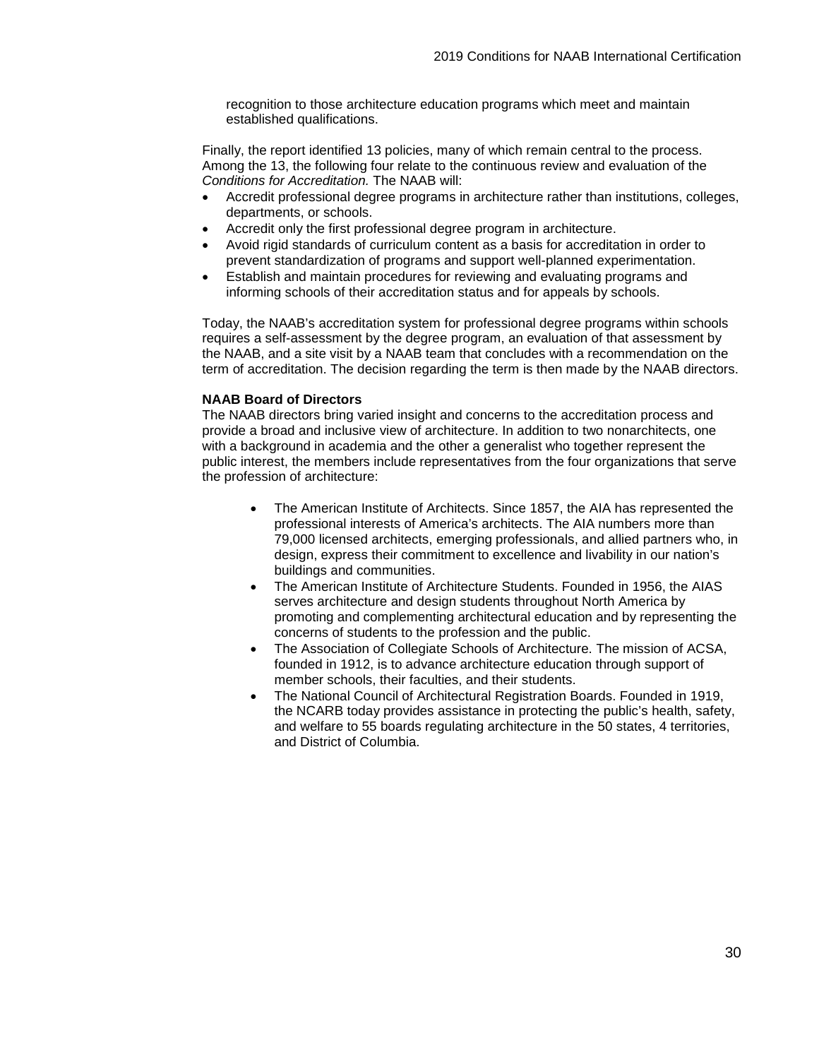recognition to those architecture education programs which meet and maintain established qualifications.

Finally, the report identified 13 policies, many of which remain central to the process. Among the 13, the following four relate to the continuous review and evaluation of the *Conditions for Accreditation.* The NAAB will:

- Accredit professional degree programs in architecture rather than institutions, colleges, departments, or schools.
- Accredit only the first professional degree program in architecture.
- Avoid rigid standards of curriculum content as a basis for accreditation in order to prevent standardization of programs and support well-planned experimentation.
- Establish and maintain procedures for reviewing and evaluating programs and informing schools of their accreditation status and for appeals by schools.

Today, the NAAB's accreditation system for professional degree programs within schools requires a self-assessment by the degree program, an evaluation of that assessment by the NAAB, and a site visit by a NAAB team that concludes with a recommendation on the term of accreditation. The decision regarding the term is then made by the NAAB directors.

**NAAB Board of Directors**

The NAAB directors bring varied insight and concerns to the accreditation process and provide a broad and inclusive view of architecture. In addition to two nonarchitects, one with a background in academia and the other a generalist who together represent the public interest, the members include representatives from the four organizations that serve the profession of architecture:

- The American Institute of Architects. Since 1857, the AIA has represented the professional interests of America's architects. The AIA numbers more than 79,000 licensed architects, emerging professionals, and allied partners who, in design, express their commitment to excellence and livability in our nation's buildings and communities.
- The American Institute of Architecture Students. Founded in 1956, the AIAS serves architecture and design students throughout North America by promoting and complementing architectural education and by representing the concerns of students to the profession and the public.
- The Association of Collegiate Schools of Architecture. The mission of ACSA, founded in 1912, is to advance architecture education through support of member schools, their faculties, and their students.
- The National Council of Architectural Registration Boards. Founded in 1919, the NCARB today provides assistance in protecting the public's health, safety, and welfare to 55 boards regulating architecture in the 50 states, 4 territories, and District of Columbia.